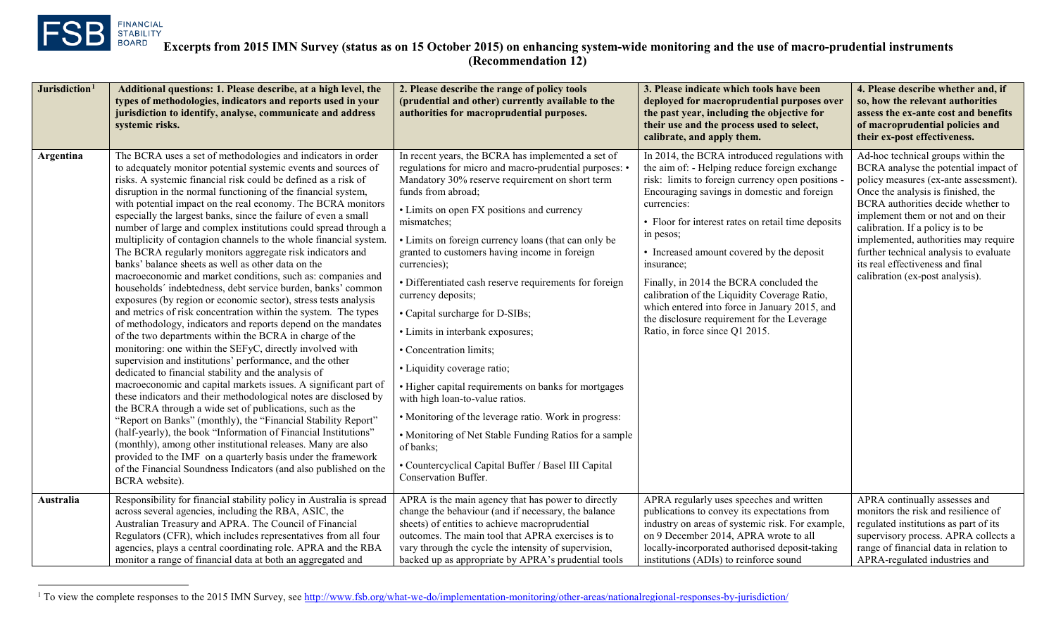# Excerpts from 2015 IMN Survey (status as on 15 October 2015) on enhancing system-wide monitoring and the use of macro-prudential instruments (Recommendation 12)

| Jurisdiction[1] | Additional questions: 1. Please describe, at a high level, the types of methodologies, indicators and reports used in your jurisdiction to identify, analyse, communicate and address systemic risks. | 2. Please describe the range of policy tools (prudential and other) currently available to the authorities for macroprudential purposes. | 3. Please indicate which tools have been deployed for macroprudential purposes over the past year, including the objective for their use and the process used to select, calibrate, and apply them. | 4. Please describe whether and, if so, how the relevant authorities assess the ex-ante cost and benefits of macroprudential policies and their ex-post effectiveness. |
|---|---|---|---|---|
| **Argentina** | The BCRA uses a set of methodologies and indicators in order to adequately monitor potential systemic events and sources of risks. A systemic financial risk could be defined as a risk of disruption in the normal functioning of the financial system, with potential impact on the real economy. The BCRA monitors especially the largest banks, since the failure of even a small number of large and complex institutions could spread through a multiplicity of contagion channels to the whole financial system. The BCRA regularly monitors aggregate risk indicators and banks' balance sheets as well as other data on the macroeconomic and market conditions, such as: companies and households´ indebtedness, debt service burden, banks' common exposures (by region or economic sector), stress tests analysis and metrics of risk concentration within the system. The types of methodology, indicators and reports depend on the mandates of the two departments within the BCRA in charge of the monitoring: one within the SEFyC, directly involved with supervision and institutions' performance, and the other dedicated to financial stability and the analysis of macroeconomic and capital markets issues. A significant part of these indicators and their methodological notes are disclosed by the BCRA through a wide set of publications, such as the "Report on Banks" (monthly), the "Financial Stability Report" (half-yearly), the book "Information of Financial Institutions" (monthly), among other institutional releases. Many are also provided to the IMF on a quarterly basis under the framework of the Financial Soundness Indicators (and also published on the BCRA website). | In recent years, the BCRA has implemented a set of regulations for micro and macro-prudential purposes: • Mandatory 30% reserve requirement on short term funds from abroad;<br>• Limits on open FX positions and currency mismatches;<br>• Limits on foreign currency loans (that can only be granted to customers having income in foreign currencies);<br>• Differentiated cash reserve requirements for foreign currency deposits;<br>• Capital surcharge for D-SIBs;<br>• Limits in interbank exposures;<br>• Concentration limits;<br>• Liquidity coverage ratio;<br>• Higher capital requirements on banks for mortgages with high loan-to-value ratios.<br>• Monitoring of the leverage ratio. Work in progress:<br>• Monitoring of Net Stable Funding Ratios for a sample of banks;<br>• Countercyclical Capital Buffer / Basel III Capital Conservation Buffer. | In 2014, the BCRA introduced regulations with the aim of: - Helping reduce foreign exchange risk: limits to foreign currency open positions - Encouraging savings in domestic and foreign currencies:<br>• Floor for interest rates on retail time deposits in pesos;<br>• Increased amount covered by the deposit insurance;<br>Finally, in 2014 the BCRA concluded the calibration of the Liquidity Coverage Ratio, which entered into force in January 2015, and the disclosure requirement for the Leverage Ratio, in force since Q1 2015. | Ad-hoc technical groups within the BCRA analyse the potential impact of policy measures (ex-ante assessment). Once the analysis is finished, the BCRA authorities decide whether to implement them or not and on their calibration. If a policy is to be implemented, authorities may require further technical analysis to evaluate its real effectiveness and final calibration (ex-post analysis). |
| **Australia** | Responsibility for financial stability policy in Australia is spread across several agencies, including the RBA, ASIC, the Australian Treasury and APRA. The Council of Financial Regulators (CFR), which includes representatives from all four agencies, plays a central coordinating role. APRA and the RBA monitor a range of financial data at both an aggregated and | APRA is the main agency that has power to directly change the behaviour (and if necessary, the balance sheets) of entities to achieve macroprudential outcomes. The main tool that APRA exercises is to vary through the cycle the intensity of supervision, backed up as appropriate by APRA's prudential tools | APRA regularly uses speeches and written publications to convey its expectations from industry on areas of systemic risk. For example, on 9 December 2014, APRA wrote to all locally-incorporated authorised deposit-taking institutions (ADIs) to reinforce sound | APRA continually assesses and monitors the risk and resilience of regulated institutions as part of its supervisory process. APRA collects a range of financial data in relation to APRA-regulated industries and |

[1] To view the complete responses to the 2015 IMN Survey, see http://www.fsb.org/what-we-do/implementation-monitoring/other-areas/nationalregional-responses-by-jurisdiction/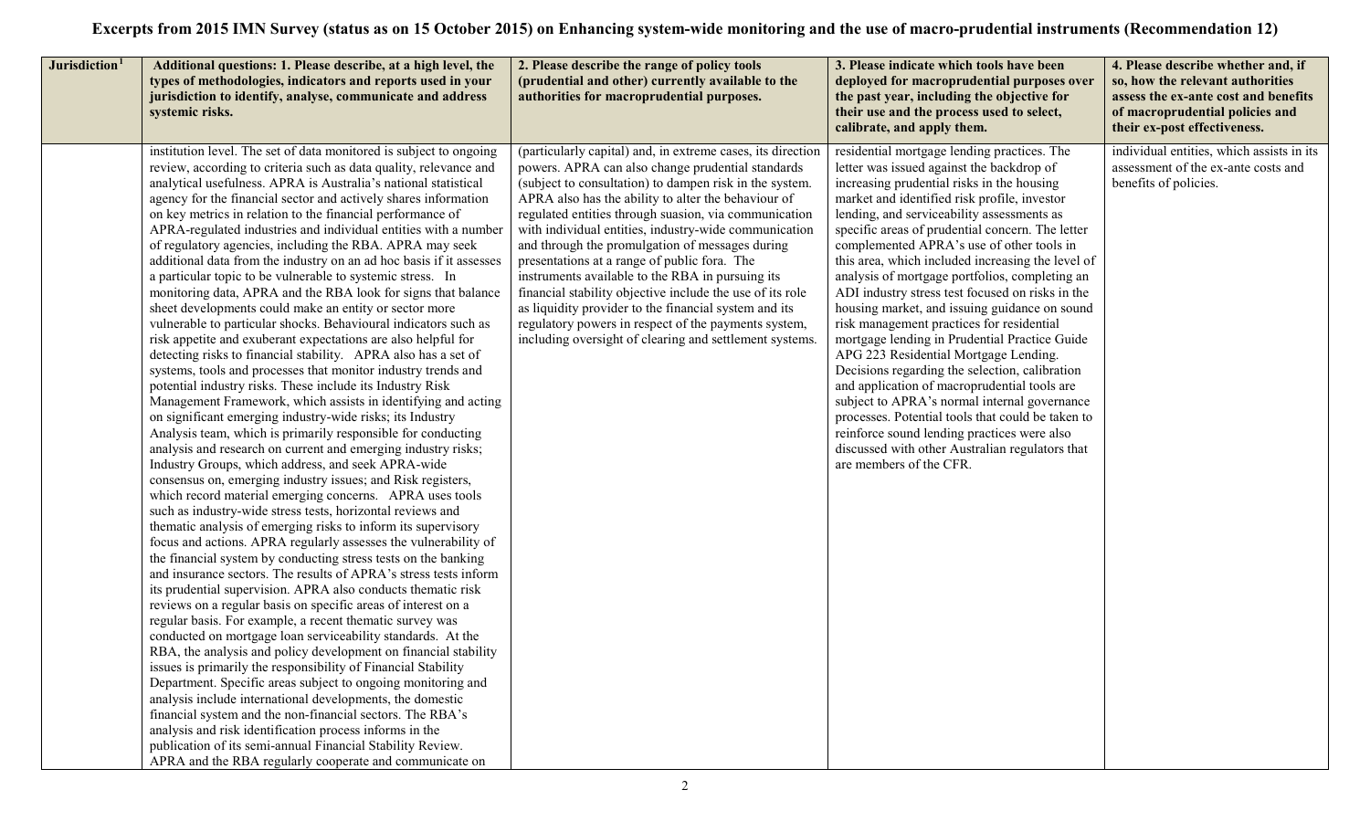# Excerpts from 2015 IMN Survey (status as on 15 October 2015) on Enhancing system-wide monitoring and the use of macro-prudential instruments (Recommendation 12)

| Jurisdiction[1] | Additional questions: 1. Please describe, at a high level, the types of methodologies, indicators and reports used in your jurisdiction to identify, analyse, communicate and address systemic risks. | 2. Please describe the range of policy tools (prudential and other) currently available to the authorities for macroprudential purposes. | 3. Please indicate which tools have been deployed for macroprudential purposes over the past year, including the objective for their use and the process used to select, calibrate, and apply them. | 4. Please describe whether and, if so, how the relevant authorities assess the ex-ante cost and benefits of macroprudential policies and their ex-post effectiveness. |
|---|---|---|---|---|
| | institution level. The set of data monitored is subject to ongoing review, according to criteria such as data quality, relevance and analytical usefulness. APRA is Australia's national statistical agency for the financial sector and actively shares information on key metrics in relation to the financial performance of APRA-regulated industries and individual entities with a number of regulatory agencies, including the RBA. APRA may seek additional data from the industry on an ad hoc basis if it assesses a particular topic to be vulnerable to systemic stress. In monitoring data, APRA and the RBA look for signs that balance sheet developments could make an entity or sector more vulnerable to particular shocks. Behavioural indicators such as risk appetite and exuberant expectations are also helpful for detecting risks to financial stability. APRA also has a set of systems, tools and processes that monitor industry trends and potential industry risks. These include its Industry Risk Management Framework, which assists in identifying and acting on significant emerging industry-wide risks; its Industry Analysis team, which is primarily responsible for conducting analysis and research on current and emerging industry risks; Industry Groups, which address, and seek APRA-wide consensus on, emerging industry issues; and Risk registers, which record material emerging concerns. APRA uses tools such as industry-wide stress tests, horizontal reviews and thematic analysis of emerging risks to inform its supervisory focus and actions. APRA regularly assesses the vulnerability of the financial system by conducting stress tests on the banking and insurance sectors. The results of APRA's stress tests inform its prudential supervision. APRA also conducts thematic risk reviews on a regular basis on specific areas of interest on a regular basis. For example, a recent thematic survey was conducted on mortgage loan serviceability standards. At the RBA, the analysis and policy development on financial stability issues is primarily the responsibility of Financial Stability Department. Specific areas subject to ongoing monitoring and analysis include international developments, the domestic financial system and the non-financial sectors. The RBA's analysis and risk identification process informs in the publication of its semi-annual Financial Stability Review. APRA and the RBA regularly cooperate and communicate on | (particularly capital) and, in extreme cases, its direction powers. APRA can also change prudential standards (subject to consultation) to dampen risk in the system. APRA also has the ability to alter the behaviour of regulated entities through suasion, via communication with individual entities, industry-wide communication and through the promulgation of messages during presentations at a range of public fora. The instruments available to the RBA in pursuing its financial stability objective include the use of its role as liquidity provider to the financial system and its regulatory powers in respect of the payments system, including oversight of clearing and settlement systems. | residential mortgage lending practices. The letter was issued against the backdrop of increasing prudential risks in the housing market and identified risk profile, investor lending, and serviceability assessments as specific areas of prudential concern. The letter complemented APRA's use of other tools in this area, which included increasing the level of analysis of mortgage portfolios, completing an ADI industry stress test focused on risks in the housing market, and issuing guidance on sound risk management practices for residential mortgage lending in Prudential Practice Guide APG 223 Residential Mortgage Lending. Decisions regarding the selection, calibration and application of macroprudential tools are subject to APRA's normal internal governance processes. Potential tools that could be taken to reinforce sound lending practices were also discussed with other Australian regulators that are members of the CFR. | individual entities, which assists in its assessment of the ex-ante costs and benefits of policies. |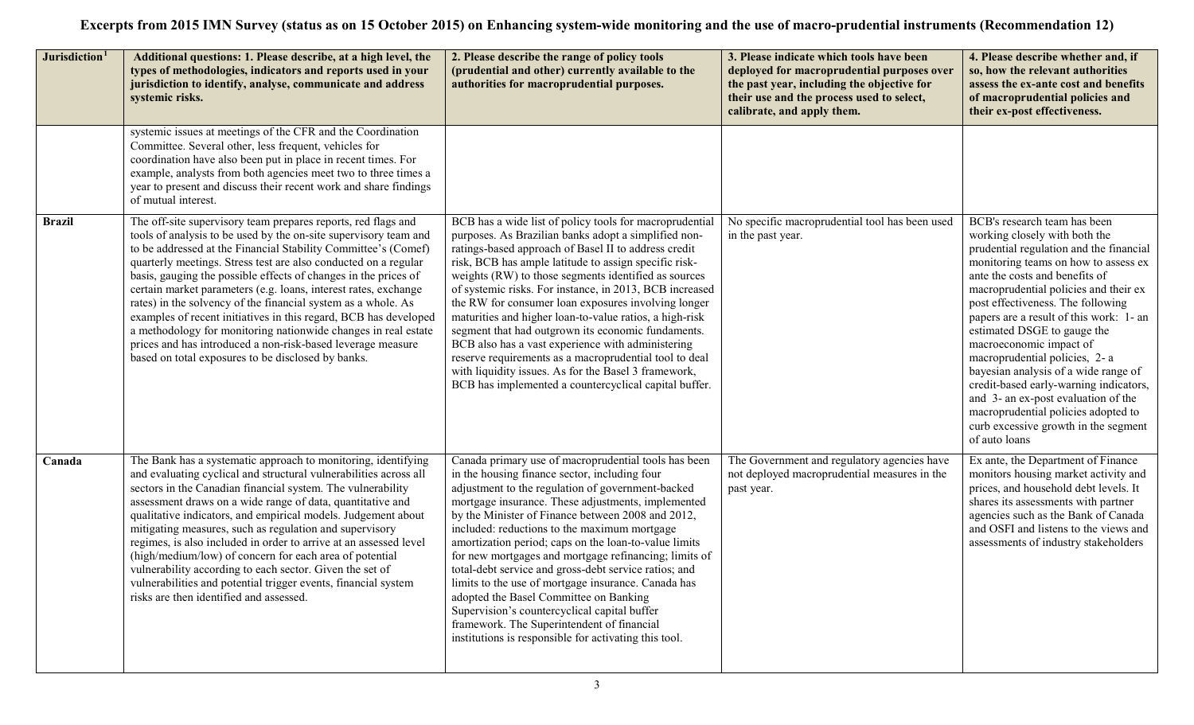# Excerpts from 2015 IMN Survey (status as on 15 October 2015) on Enhancing system-wide monitoring and the use of macro-prudential instruments (Recommendation 12)

| Jurisdiction[1] | Additional questions: 1. Please describe, at a high level, the types of methodologies, indicators and reports used in your jurisdiction to identify, analyse, communicate and address systemic risks. | 2. Please describe the range of policy tools (prudential and other) currently available to the authorities for macroprudential purposes. | 3. Please indicate which tools have been deployed for macroprudential purposes over the past year, including the objective for their use and the process used to select, calibrate, and apply them. | 4. Please describe whether and, if so, how the relevant authorities assess the ex-ante cost and benefits of macroprudential policies and their ex-post effectiveness. |
| --- | --- | --- | --- | --- |
| | systemic issues at meetings of the CFR and the Coordination Committee. Several other, less frequent, vehicles for coordination have also been put in place in recent times. For example, analysts from both agencies meet two to three times a year to present and discuss their recent work and share findings of mutual interest. | | | |
| **Brazil** | The off-site supervisory team prepares reports, red flags and tools of analysis to be used by the on-site supervisory team and to be addressed at the Financial Stability Committee's (Comef) quarterly meetings. Stress test are also conducted on a regular basis, gauging the possible effects of changes in the prices of certain market parameters (e.g. loans, interest rates, exchange rates) in the solvency of the financial system as a whole. As examples of recent initiatives in this regard, BCB has developed a methodology for monitoring nationwide changes in real estate prices and has introduced a non-risk-based leverage measure based on total exposures to be disclosed by banks. | BCB has a wide list of policy tools for macroprudential purposes. As Brazilian banks adopt a simplified non-ratings-based approach of Basel II to address credit risk, BCB has ample latitude to assign specific risk-weights (RW) to those segments identified as sources of systemic risks. For instance, in 2013, BCB increased the RW for consumer loan exposures involving longer maturities and higher loan-to-value ratios, a high-risk segment that had outgrown its economic fundaments. BCB also has a vast experience with administering reserve requirements as a macroprudential tool to deal with liquidity issues. As for the Basel 3 framework, BCB has implemented a countercyclical capital buffer. | No specific macroprudential tool has been used in the past year. | BCB's research team has been working closely with both the prudential regulation and the financial monitoring teams on how to assess ex ante the costs and benefits of macroprudential policies and their ex post effectiveness. The following papers are a result of this work: 1- an estimated DSGE to gauge the macroeconomic impact of macroprudential policies, 2- a bayesian analysis of a wide range of credit-based early-warning indicators, and 3- an ex-post evaluation of the macroprudential policies adopted to curb excessive growth in the segment of auto loans |
| **Canada** | The Bank has a systematic approach to monitoring, identifying and evaluating cyclical and structural vulnerabilities across all sectors in the Canadian financial system. The vulnerability assessment draws on a wide range of data, quantitative and qualitative indicators, and empirical models. Judgement about mitigating measures, such as regulation and supervisory regimes, is also included in order to arrive at an assessed level (high/medium/low) of concern for each area of potential vulnerability according to each sector. Given the set of vulnerabilities and potential trigger events, financial system risks are then identified and assessed. | Canada primary use of macroprudential tools has been in the housing finance sector, including four adjustment to the regulation of government-backed mortgage insurance. These adjustments, implemented by the Minister of Finance between 2008 and 2012, included: reductions to the maximum mortgage amortization period; caps on the loan-to-value limits for new mortgages and mortgage refinancing; limits of total-debt service and gross-debt service ratios; and limits to the use of mortgage insurance. Canada has adopted the Basel Committee on Banking Supervision's countercyclical capital buffer framework. The Superintendent of financial institutions is responsible for activating this tool. | The Government and regulatory agencies have not deployed macroprudential measures in the past year. | Ex ante, the Department of Finance monitors housing market activity and prices, and household debt levels. It shares its assessments with partner agencies such as the Bank of Canada and OSFI and listens to the views and assessments of industry stakeholders |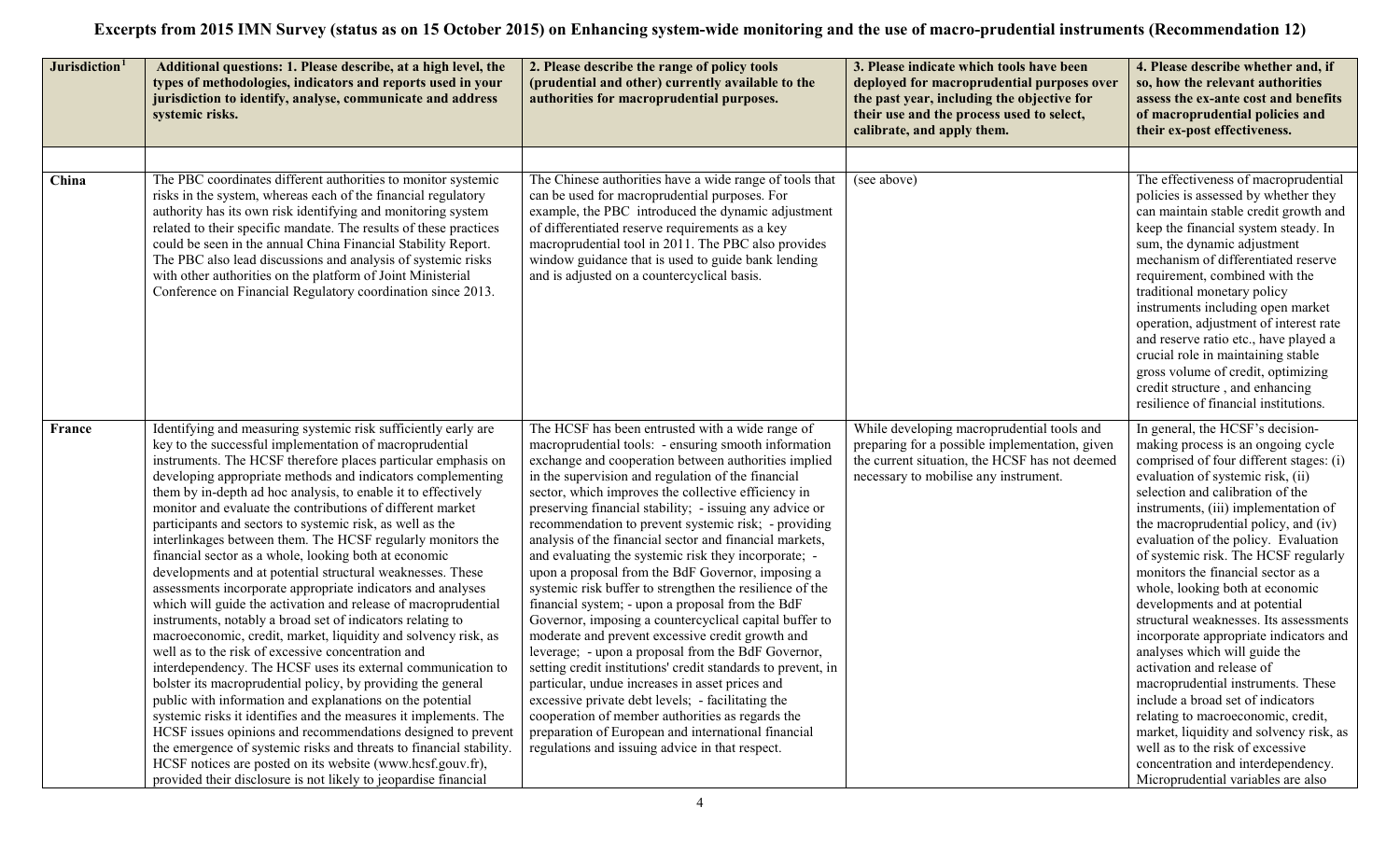# Excerpts from 2015 IMN Survey (status as on 15 October 2015) on Enhancing system-wide monitoring and the use of macro-prudential instruments (Recommendation 12)

| Jurisdiction[1] | Additional questions: 1. Please describe, at a high level, the types of methodologies, indicators and reports used in your jurisdiction to identify, analyse, communicate and address systemic risks. | 2. Please describe the range of policy tools (prudential and other) currently available to the authorities for macroprudential purposes. | 3. Please indicate which tools have been deployed for macroprudential purposes over the past year, including the objective for their use and the process used to select, calibrate, and apply them. | 4. Please describe whether and, if so, how the relevant authorities assess the ex-ante cost and benefits of macroprudential policies and their ex-post effectiveness. |
|---|---|---|---|---|
| | | | | |
| China | The PBC coordinates different authorities to monitor systemic risks in the system, whereas each of the financial regulatory authority has its own risk identifying and monitoring system related to their specific mandate. The results of these practices could be seen in the annual China Financial Stability Report. The PBC also lead discussions and analysis of systemic risks with other authorities on the platform of Joint Ministerial Conference on Financial Regulatory coordination since 2013. | The Chinese authorities have a wide range of tools that can be used for macroprudential purposes. For example, the PBC introduced the dynamic adjustment of differentiated reserve requirements as a key macroprudential tool in 2011. The PBC also provides window guidance that is used to guide bank lending and is adjusted on a countercyclical basis. | (see above) | The effectiveness of macroprudential policies is assessed by whether they can maintain stable credit growth and keep the financial system steady. In sum, the dynamic adjustment mechanism of differentiated reserve requirement, combined with the traditional monetary policy instruments including open market operation, adjustment of interest rate and reserve ratio etc., have played a crucial role in maintaining stable gross volume of credit, optimizing credit structure , and enhancing resilience of financial institutions. |
| France | Identifying and measuring systemic risk sufficiently early are key to the successful implementation of macroprudential instruments. The HCSF therefore places particular emphasis on developing appropriate methods and indicators complementing them by in-depth ad hoc analysis, to enable it to effectively monitor and evaluate the contributions of different market participants and sectors to systemic risk, as well as the interlinkages between them. The HCSF regularly monitors the financial sector as a whole, looking both at economic developments and at potential structural weaknesses. These assessments incorporate appropriate indicators and analyses which will guide the activation and release of macroprudential instruments, notably a broad set of indicators relating to macroeconomic, credit, market, liquidity and solvency risk, as well as to the risk of excessive concentration and interdependency. The HCSF uses its external communication to bolster its macroprudential policy, by providing the general public with information and explanations on the potential systemic risks it identifies and the measures it implements. The HCSF issues opinions and recommendations designed to prevent the emergence of systemic risks and threats to financial stability. HCSF notices are posted on its website (www.hcsf.gouv.fr), provided their disclosure is not likely to jeopardise financial | The HCSF has been entrusted with a wide range of macroprudential tools: - ensuring smooth information exchange and cooperation between authorities implied in the supervision and regulation of the financial sector, which improves the collective efficiency in preserving financial stability; - issuing any advice or recommendation to prevent systemic risk; - providing analysis of the financial sector and financial markets, and evaluating the systemic risk they incorporate; - upon a proposal from the BdF Governor, imposing a systemic risk buffer to strengthen the resilience of the financial system; - upon a proposal from the BdF Governor, imposing a countercyclical capital buffer to moderate and prevent excessive credit growth and leverage; - upon a proposal from the BdF Governor, setting credit institutions' credit standards to prevent, in particular, undue increases in asset prices and excessive private debt levels; - facilitating the cooperation of member authorities as regards the preparation of European and international financial regulations and issuing advice in that respect. | While developing macroprudential tools and preparing for a possible implementation, given the current situation, the HCSF has not deemed necessary to mobilise any instrument. | In general, the HCSF's decision-making process is an ongoing cycle comprised of four different stages: (i) evaluation of systemic risk, (ii) selection and calibration of the instruments, (iii) implementation of the macroprudential policy, and (iv) evaluation of the policy. Evaluation of systemic risk. The HCSF regularly monitors the financial sector as a whole, looking both at economic developments and at potential structural weaknesses. Its assessments incorporate appropriate indicators and analyses which will guide the activation and release of macroprudential instruments. These include a broad set of indicators relating to macroeconomic, credit, market, liquidity and solvency risk, as well as to the risk of excessive concentration and interdependency. Microprudential variables are also |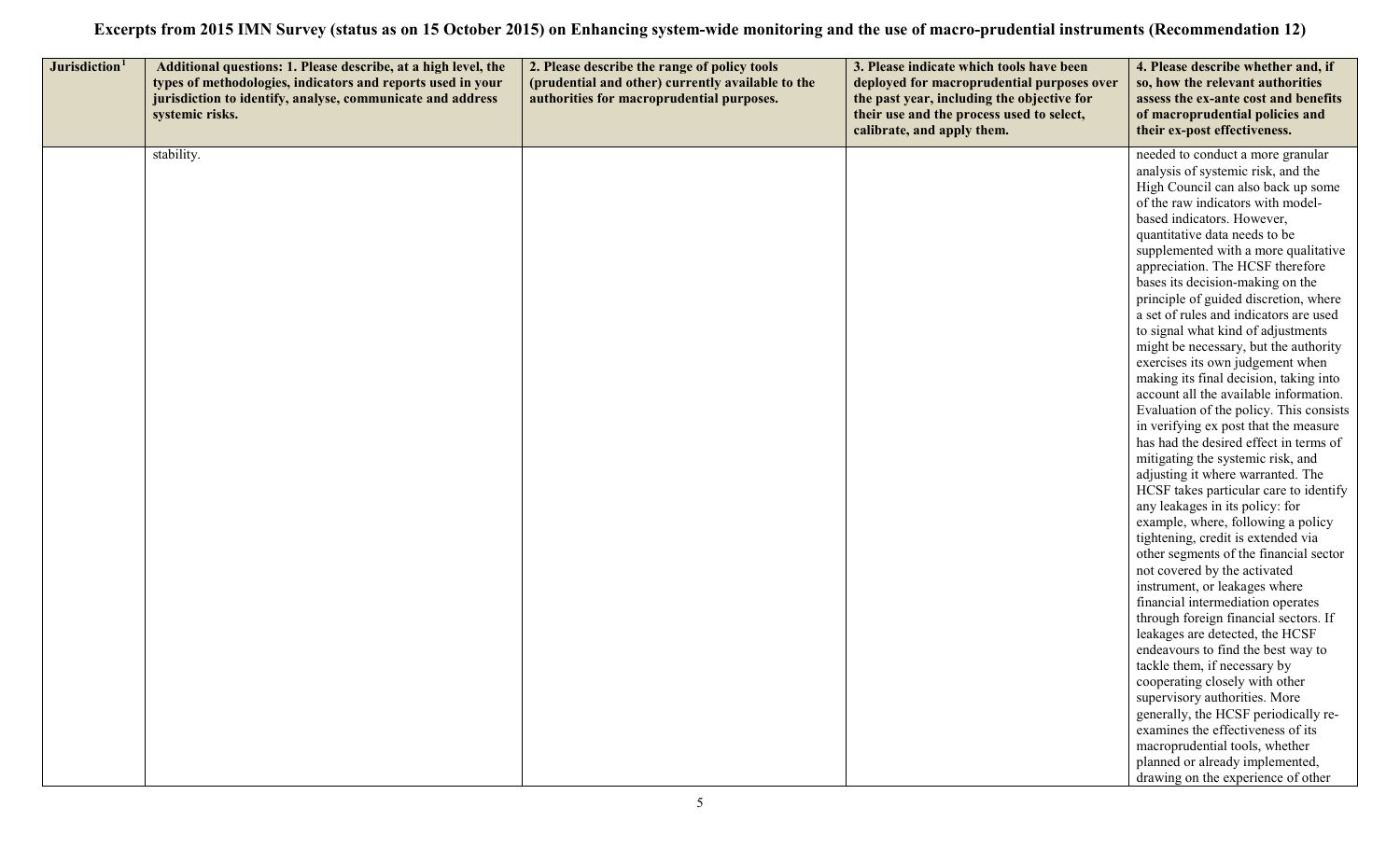# Excerpts from 2015 IMN Survey (status as on 15 October 2015) on Enhancing system-wide monitoring and the use of macro-prudential instruments (Recommendation 12)

| Jurisdiction[1] | Additional questions: 1. Please describe, at a high level, the types of methodologies, indicators and reports used in your jurisdiction to identify, analyse, communicate and address systemic risks. | 2. Please describe the range of policy tools (prudential and other) currently available to the authorities for macroprudential purposes. | 3. Please indicate which tools have been deployed for macroprudential purposes over the past year, including the objective for their use and the process used to select, calibrate, and apply them. | 4. Please describe whether and, if so, how the relevant authorities assess the ex-ante cost and benefits of macroprudential policies and their ex-post effectiveness. |
|---|---|---|---|---|
| | stability. | | | needed to conduct a more granular analysis of systemic risk, and the High Council can also back up some of the raw indicators with model-based indicators. However, quantitative data needs to be supplemented with a more qualitative appreciation. The HCSF therefore bases its decision-making on the principle of guided discretion, where a set of rules and indicators are used to signal what kind of adjustments might be necessary, but the authority exercises its own judgement when making its final decision, taking into account all the available information. Evaluation of the policy. This consists in verifying ex post that the measure has had the desired effect in terms of mitigating the systemic risk, and adjusting it where warranted. The HCSF takes particular care to identify any leakages in its policy: for example, where, following a policy tightening, credit is extended via other segments of the financial sector not covered by the activated instrument, or leakages where financial intermediation operates through foreign financial sectors. If leakages are detected, the HCSF endeavours to find the best way to tackle them, if necessary by cooperating closely with other supervisory authorities. More generally, the HCSF periodically re-examines the effectiveness of its macroprudential tools, whether planned or already implemented, drawing on the experience of other |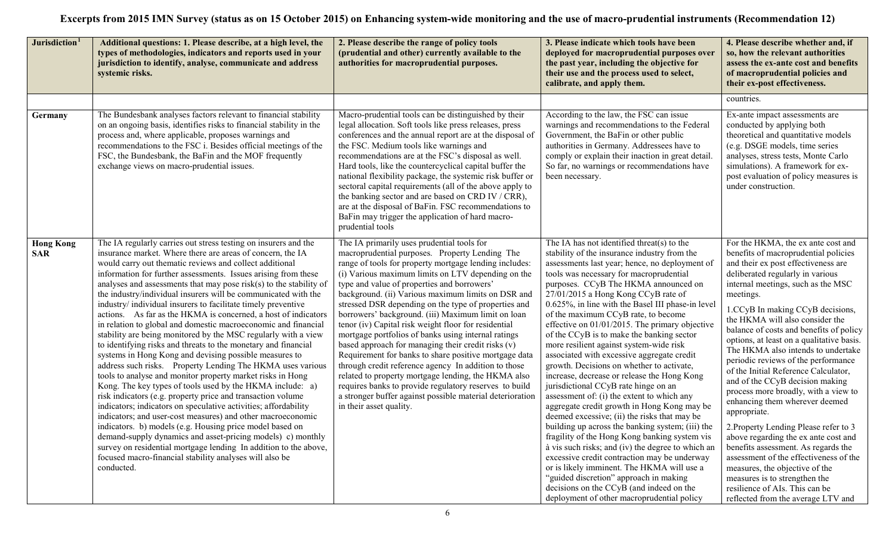# Excerpts from 2015 IMN Survey (status as on 15 October 2015) on Enhancing system-wide monitoring and the use of macro-prudential instruments (Recommendation 12)

| Jurisdiction[1] | Additional questions: 1. Please describe, at a high level, the types of methodologies, indicators and reports used in your jurisdiction to identify, analyse, communicate and address systemic risks. | 2. Please describe the range of policy tools (prudential and other) currently available to the authorities for macroprudential purposes. | 3. Please indicate which tools have been deployed for macroprudential purposes over the past year, including the objective for their use and the process used to select, calibrate, and apply them. | 4. Please describe whether and, if so, how the relevant authorities assess the ex-ante cost and benefits of macroprudential policies and their ex-post effectiveness. |
|---|---|---|---|---|
| | | | | countries. |
| **Germany** | The Bundesbank analyses factors relevant to financial stability on an ongoing basis, identifies risks to financial stability in the process and, where applicable, proposes warnings and recommendations to the FSC i. Besides official meetings of the FSC, the Bundesbank, the BaFin and the MOF frequently exchange views on macro-prudential issues. | Macro-prudential tools can be distinguished by their legal allocation. Soft tools like press releases, press conferences and the annual report are at the disposal of the FSC. Medium tools like warnings and recommendations are at the FSC's disposal as well. Hard tools, like the countercyclical capital buffer the national flexibility package, the systemic risk buffer or sectoral capital requirements (all of the above apply to the banking sector and are based on CRD IV / CRR), are at the disposal of BaFin. FSC recommendations to BaFin may trigger the application of hard macro-prudential tools | According to the law, the FSC can issue warnings and recommendations to the Federal Government, the BaFin or other public authorities in Germany. Addressees have to comply or explain their inaction in great detail. So far, no warnings or recommendations have been necessary. | Ex-ante impact assessments are conducted by applying both theoretical and quantitative models (e.g. DSGE models, time series analyses, stress tests, Monte Carlo simulations). A framework for ex-post evaluation of policy measures is under construction. |
| **Hong Kong SAR** | The IA regularly carries out stress testing on insurers and the insurance market. Where there are areas of concern, the IA would carry out thematic reviews and collect additional information for further assessments. Issues arising from these analyses and assessments that may pose risk(s) to the stability of the industry/individual insurers will be communicated with the industry/ individual insurers to facilitate timely preventive actions. As far as the HKMA is concerned, a host of indicators in relation to global and domestic macroeconomic and financial stability are being monitored by the MSC regularly with a view to identifying risks and threats to the monetary and financial systems in Hong Kong and devising possible measures to address such risks. Property Lending The HKMA uses various tools to analyse and monitor property market risks in Hong Kong. The key types of tools used by the HKMA include: a) risk indicators (e.g. property price and transaction volume indicators; indicators on speculative activities; affordability indicators; and user-cost measures) and other macroeconomic indicators. b) models (e.g. Housing price model based on demand-supply dynamics and asset-pricing models) c) monthly survey on residential mortgage lending In addition to the above, focused macro-financial stability analyses will also be conducted. | The IA primarily uses prudential tools for macroprudential purposes. Property Lending The range of tools for property mortgage lending includes: (i) Various maximum limits on LTV depending on the type and value of properties and borrowers' background. (ii) Various maximum limits on DSR and stressed DSR depending on the type of properties and borrowers' background. (iii) Maximum limit on loan tenor (iv) Capital risk weight floor for residential mortgage portfolios of banks using internal ratings based approach for managing their credit risks (v) Requirement for banks to share positive mortgage data through credit reference agency In addition to those related to property mortgage lending, the HKMA also requires banks to provide regulatory reserves to build a stronger buffer against possible material deterioration in their asset quality. | The IA has not identified threat(s) to the stability of the insurance industry from the assessments last year; hence, no deployment of tools was necessary for macroprudential purposes. CCyB The HKMA announced on 27/01/2015 a Hong Kong CCyB rate of 0.625%, in line with the Basel III phase-in level of the maximum CCyB rate, to become effective on 01/01/2015. The primary objective of the CCyB is to make the banking sector more resilient against system-wide risk associated with excessive aggregate credit growth. Decisions on whether to activate, increase, decrease or release the Hong Kong jurisdictional CCyB rate hinge on an assessment of: (i) the extent to which any aggregate credit growth in Hong Kong may be deemed excessive; (ii) the risks that may be building up across the banking system; (iii) the fragility of the Hong Kong banking system vis à vis such risks; and (iv) the degree to which an excessive credit contraction may be underway or is likely imminent. The HKMA will use a "guided discretion" approach in making decisions on the CCyB (and indeed on the deployment of other macroprudential policy | For the HKMA, the ex ante cost and benefits of macroprudential policies and their ex post effectiveness are deliberated regularly in various internal meetings, such as the MSC meetings.<br><br>1.CCyB In making CCyB decisions, the HKMA will also consider the balance of costs and benefits of policy options, at least on a qualitative basis. The HKMA also intends to undertake periodic reviews of the performance of the Initial Reference Calculator, and of the CCyB decision making process more broadly, with a view to enhancing them wherever deemed appropriate.<br><br>2.Property Lending Please refer to 3 above regarding the ex ante cost and benefits assessment. As regards the assessment of the effectiveness of the measures, the objective of the measures is to strengthen the resilience of AIs. This can be reflected from the average LTV and |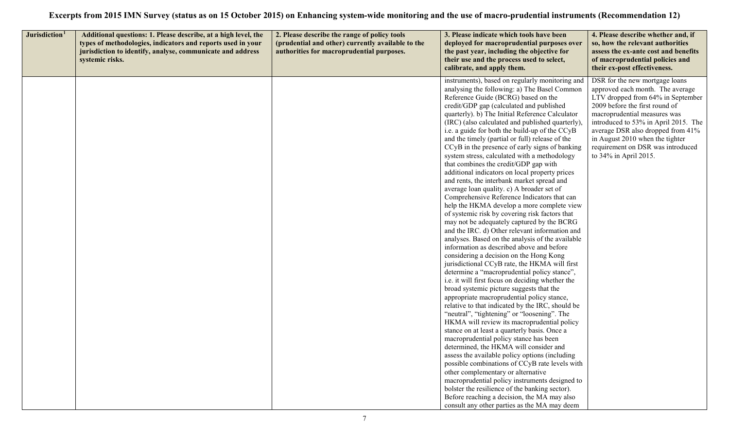# Excerpts from 2015 IMN Survey (status as on 15 October 2015) on Enhancing system-wide monitoring and the use of macro-prudential instruments (Recommendation 12)

| Jurisdiction[1] | Additional questions: 1. Please describe, at a high level, the types of methodologies, indicators and reports used in your jurisdiction to identify, analyse, communicate and address systemic risks. | 2. Please describe the range of policy tools (prudential and other) currently available to the authorities for macroprudential purposes. | 3. Please indicate which tools have been deployed for macroprudential purposes over the past year, including the objective for their use and the process used to select, calibrate, and apply them. | 4. Please describe whether and, if so, how the relevant authorities assess the ex-ante cost and benefits of macroprudential policies and their ex-post effectiveness. |
|---|---|---|---|---|
| | | | instruments), based on regularly monitoring and analysing the following: a) The Basel Common Reference Guide (BCRG) based on the credit/GDP gap (calculated and published quarterly). b) The Initial Reference Calculator (IRC) (also calculated and published quarterly), i.e. a guide for both the build-up of the CCyB and the timely (partial or full) release of the CCyB in the presence of early signs of banking system stress, calculated with a methodology that combines the credit/GDP gap with additional indicators on local property prices and rents, the interbank market spread and average loan quality. c) A broader set of Comprehensive Reference Indicators that can help the HKMA develop a more complete view of systemic risk by covering risk factors that may not be adequately captured by the BCRG and the IRC. d) Other relevant information and analyses. Based on the analysis of the available information as described above and before considering a decision on the Hong Kong jurisdictional CCyB rate, the HKMA will first determine a "macroprudential policy stance", i.e. it will first focus on deciding whether the broad systemic picture suggests that the appropriate macroprudential policy stance, relative to that indicated by the IRC, should be "neutral", "tightening" or "loosening". The HKMA will review its macroprudential policy stance on at least a quarterly basis. Once a macroprudential policy stance has been determined, the HKMA will consider and assess the available policy options (including possible combinations of CCyB rate levels with other complementary or alternative macroprudential policy instruments designed to bolster the resilience of the banking sector). Before reaching a decision, the MA may also consult any other parties as the MA may deem | DSR for the new mortgage loans approved each month. The average LTV dropped from 64% in September 2009 before the first round of macroprudential measures was introduced to 53% in April 2015. The average DSR also dropped from 41% in August 2010 when the tighter requirement on DSR was introduced to 34% in April 2015. |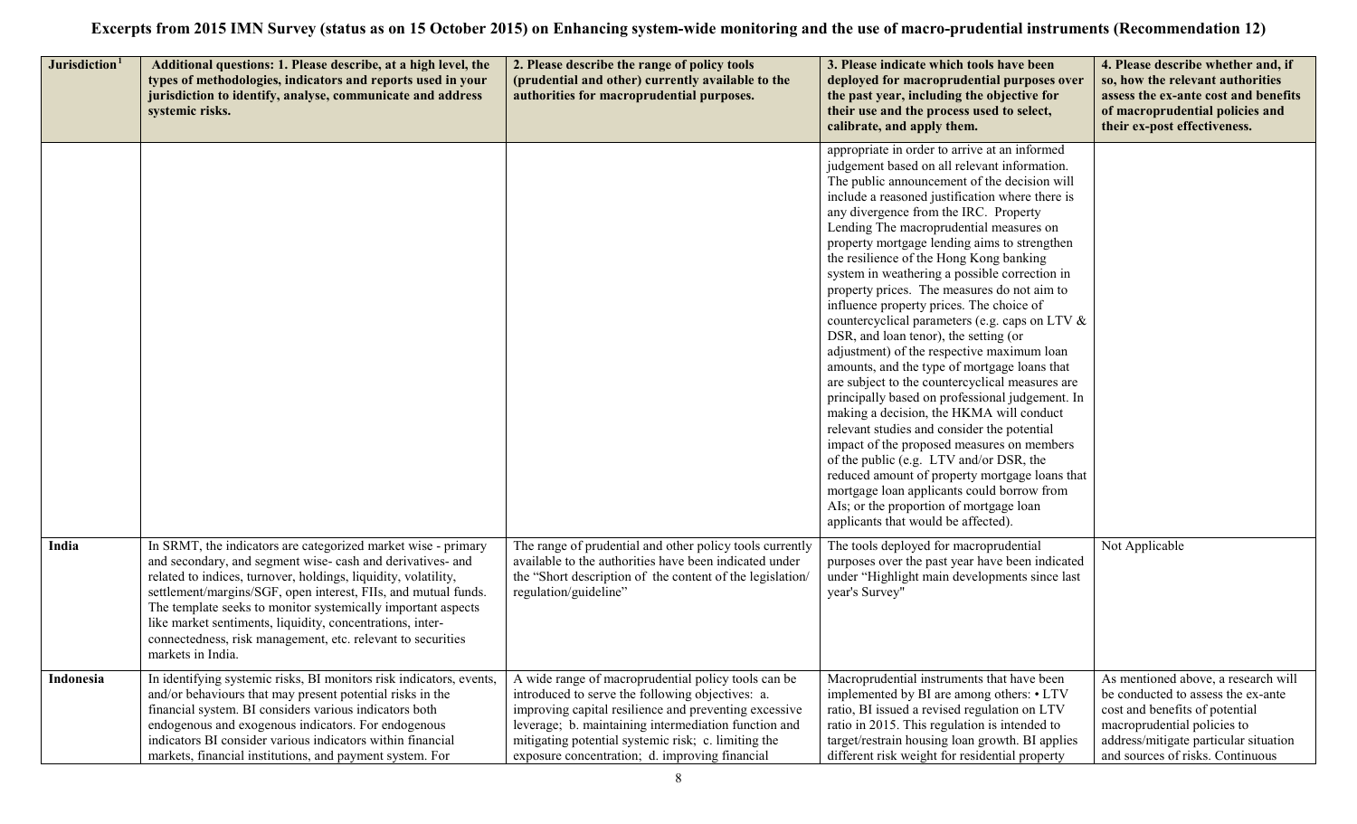# Excerpts from 2015 IMN Survey (status as on 15 October 2015) on Enhancing system-wide monitoring and the use of macro-prudential instruments (Recommendation 12)

| Jurisdiction[1] | Additional questions: 1. Please describe, at a high level, the types of methodologies, indicators and reports used in your jurisdiction to identify, analyse, communicate and address systemic risks. | 2. Please describe the range of policy tools (prudential and other) currently available to the authorities for macroprudential purposes. | 3. Please indicate which tools have been deployed for macroprudential purposes over the past year, including the objective for their use and the process used to select, calibrate, and apply them. | 4. Please describe whether and, if so, how the relevant authorities assess the ex-ante cost and benefits of macroprudential policies and their ex-post effectiveness. |
|---|---|---|---|---|
| | | | appropriate in order to arrive at an informed judgement based on all relevant information. The public announcement of the decision will include a reasoned justification where there is any divergence from the IRC. Property Lending The macroprudential measures on property mortgage lending aims to strengthen the resilience of the Hong Kong banking system in weathering a possible correction in property prices. The measures do not aim to influence property prices. The choice of countercyclical parameters (e.g. caps on LTV & DSR, and loan tenor), the setting (or adjustment) of the respective maximum loan amounts, and the type of mortgage loans that are subject to the countercyclical measures are principally based on professional judgement. In making a decision, the HKMA will conduct relevant studies and consider the potential impact of the proposed measures on members of the public (e.g. LTV and/or DSR, the reduced amount of property mortgage loans that mortgage loan applicants could borrow from AIs; or the proportion of mortgage loan applicants that would be affected). | |
| **India** | In SRMT, the indicators are categorized market wise - primary and secondary, and segment wise- cash and derivatives- and related to indices, turnover, holdings, liquidity, volatility, settlement/margins/SGF, open interest, FIIs, and mutual funds. The template seeks to monitor systemically important aspects like market sentiments, liquidity, concentrations, inter-connectedness, risk management, etc. relevant to securities markets in India. | The range of prudential and other policy tools currently available to the authorities have been indicated under the "Short description of the content of the legislation/ regulation/guideline" | The tools deployed for macroprudential purposes over the past year have been indicated under "Highlight main developments since last year's Survey" | Not Applicable |
| **Indonesia** | In identifying systemic risks, BI monitors risk indicators, events, and/or behaviours that may present potential risks in the financial system. BI considers various indicators both endogenous and exogenous indicators. For endogenous indicators BI consider various indicators within financial markets, financial institutions, and payment system. For | A wide range of macroprudential policy tools can be introduced to serve the following objectives: a. improving capital resilience and preventing excessive leverage; b. maintaining intermediation function and mitigating potential systemic risk; c. limiting the exposure concentration; d. improving financial | Macroprudential instruments that have been implemented by BI are among others: • LTV ratio, BI issued a revised regulation on LTV ratio in 2015. This regulation is intended to target/restrain housing loan growth. BI applies different risk weight for residential property | As mentioned above, a research will be conducted to assess the ex-ante cost and benefits of potential macroprudential policies to address/mitigate particular situation and sources of risks. Continuous |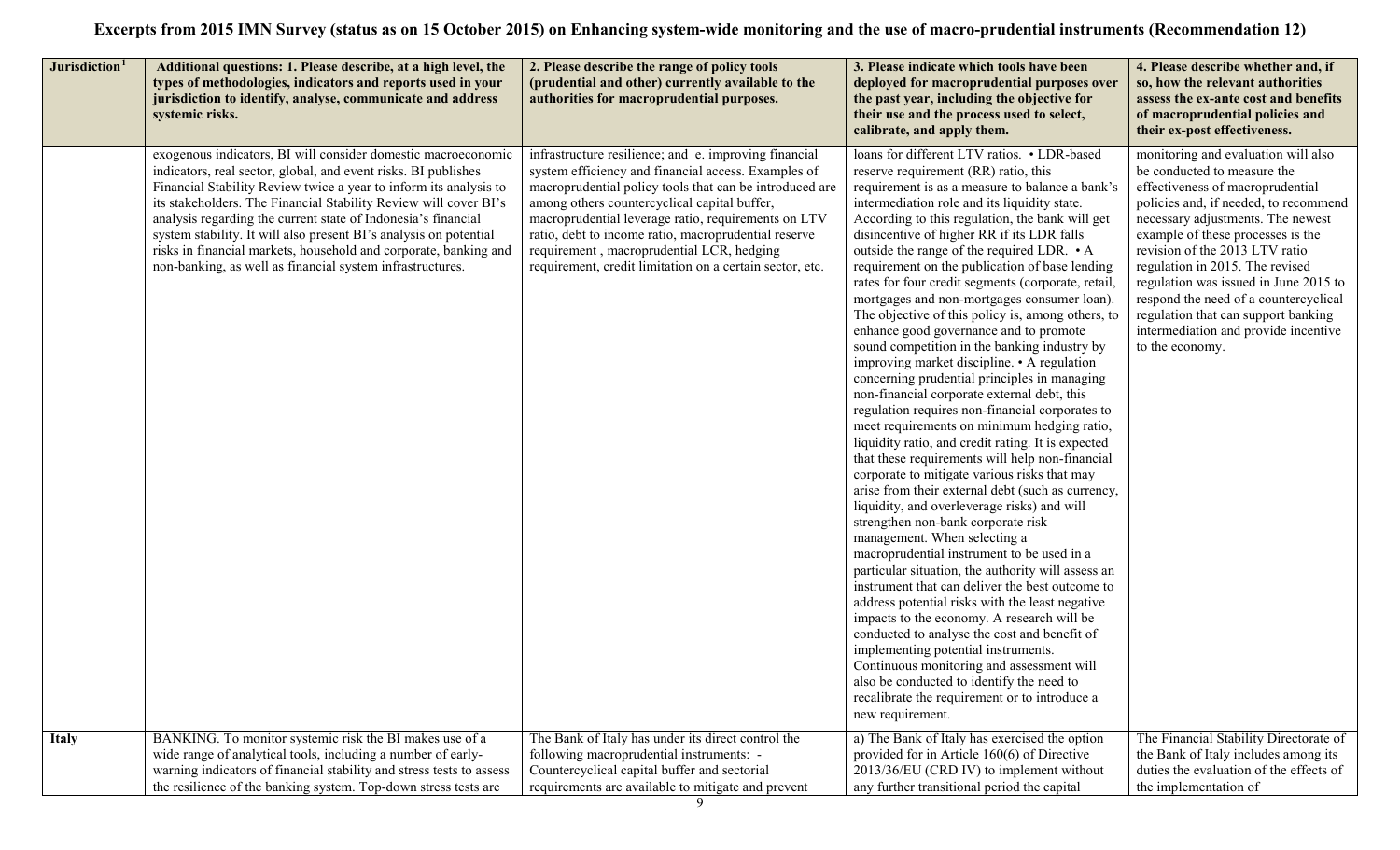# Excerpts from 2015 IMN Survey (status as on 15 October 2015) on Enhancing system-wide monitoring and the use of macro-prudential instruments (Recommendation 12)

| Jurisdiction[1] | Additional questions: 1. Please describe, at a high level, the types of methodologies, indicators and reports used in your jurisdiction to identify, analyse, communicate and address systemic risks. | 2. Please describe the range of policy tools (prudential and other) currently available to the authorities for macroprudential purposes. | 3. Please indicate which tools have been deployed for macroprudential purposes over the past year, including the objective for their use and the process used to select, calibrate, and apply them. | 4. Please describe whether and, if so, how the relevant authorities assess the ex-ante cost and benefits of macroprudential policies and their ex-post effectiveness. |
| --- | --- | --- | --- | --- |
| | exogenous indicators, BI will consider domestic macroeconomic indicators, real sector, global, and event risks. BI publishes Financial Stability Review twice a year to inform its analysis to its stakeholders. The Financial Stability Review will cover BI's analysis regarding the current state of Indonesia's financial system stability. It will also present BI's analysis on potential risks in financial markets, household and corporate, banking and non-banking, as well as financial system infrastructures. | infrastructure resilience; and e. improving financial system efficiency and financial access. Examples of macroprudential policy tools that can be introduced are among others countercyclical capital buffer, macroprudential leverage ratio, requirements on LTV ratio, debt to income ratio, macroprudential reserve requirement , macroprudential LCR, hedging requirement, credit limitation on a certain sector, etc. | loans for different LTV ratios. • LDR-based reserve requirement (RR) ratio, this requirement is as a measure to balance a bank's intermediation role and its liquidity state. According to this regulation, the bank will get disincentive of higher RR if its LDR falls outside the range of the required LDR. • A requirement on the publication of base lending rates for four credit segments (corporate, retail, mortgages and non-mortgages consumer loan). The objective of this policy is, among others, to enhance good governance and to promote sound competition in the banking industry by improving market discipline. • A regulation concerning prudential principles in managing non-financial corporate external debt, this regulation requires non-financial corporates to meet requirements on minimum hedging ratio, liquidity ratio, and credit rating. It is expected that these requirements will help non-financial corporate to mitigate various risks that may arise from their external debt (such as currency, liquidity, and overleverage risks) and will strengthen non-bank corporate risk management. When selecting a macroprudential instrument to be used in a particular situation, the authority will assess an instrument that can deliver the best outcome to address potential risks with the least negative impacts to the economy. A research will be conducted to analyse the cost and benefit of implementing potential instruments. Continuous monitoring and assessment will also be conducted to identify the need to recalibrate the requirement or to introduce a new requirement. | monitoring and evaluation will also be conducted to measure the effectiveness of macroprudential policies and, if needed, to recommend necessary adjustments. The newest example of these processes is the revision of the 2013 LTV ratio regulation in 2015. The revised regulation was issued in June 2015 to respond the need of a countercyclical regulation that can support banking intermediation and provide incentive to the economy. |
| **Italy** | BANKING. To monitor systemic risk the BI makes use of a wide range of analytical tools, including a number of early-warning indicators of financial stability and stress tests to assess the resilience of the banking system. Top-down stress tests are | The Bank of Italy has under its direct control the following macroprudential instruments: - Countercyclical capital buffer and sectorial requirements are available to mitigate and prevent | a) The Bank of Italy has exercised the option provided for in Article 160(6) of Directive 2013/36/EU (CRD IV) to implement without any further transitional period the capital | The Financial Stability Directorate of the Bank of Italy includes among its duties the evaluation of the effects of the implementation of |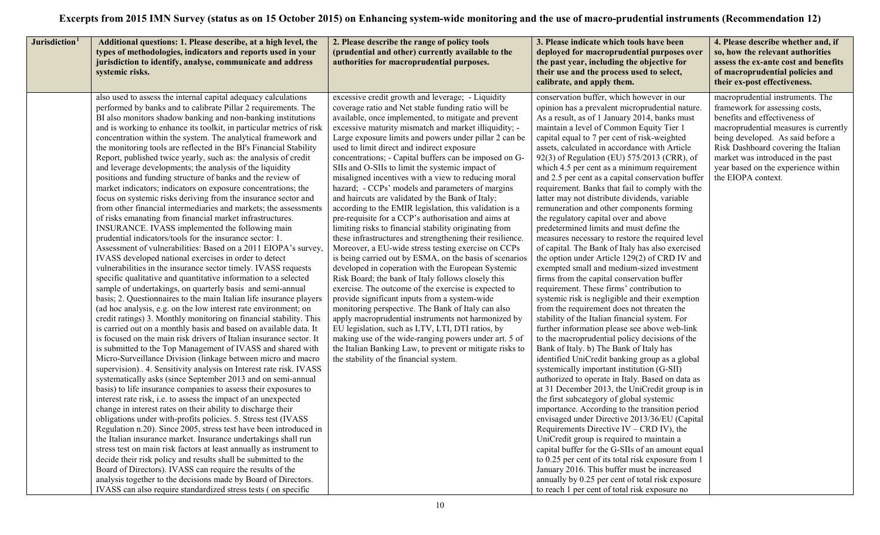# Excerpts from 2015 IMN Survey (status as on 15 October 2015) on Enhancing system-wide monitoring and the use of macro-prudential instruments (Recommendation 12)

| Jurisdiction[1] | Additional questions: 1. Please describe, at a high level, the types of methodologies, indicators and reports used in your jurisdiction to identify, analyse, communicate and address systemic risks. | 2. Please describe the range of policy tools (prudential and other) currently available to the authorities for macroprudential purposes. | 3. Please indicate which tools have been deployed for macroprudential purposes over the past year, including the objective for their use and the process used to select, calibrate, and apply them. | 4. Please describe whether and, if so, how the relevant authorities assess the ex-ante cost and benefits of macroprudential policies and their ex-post effectiveness. |
| --- | --- | --- | --- | --- |
| | also used to assess the internal capital adequacy calculations performed by banks and to calibrate Pillar 2 requirements. The BI also monitors shadow banking and non-banking institutions and is working to enhance its toolkit, in particular metrics of risk concentration within the system. The analytical framework and the monitoring tools are reflected in the BI's Financial Stability Report, published twice yearly, such as: the analysis of credit and leverage developments; the analysis of the liquidity positions and funding structure of banks and the review of market indicators; indicators on exposure concentrations; the focus on systemic risks deriving from the insurance sector and from other financial intermediaries and markets; the assessments of risks emanating from financial market infrastructures. INSURANCE. IVASS implemented the following main prudential indicators/tools for the insurance sector: 1. Assessment of vulnerabilities: Based on a 2011 EIOPA's survey, IVASS developed national exercises in order to detect vulnerabilities in the insurance sector timely. IVASS requests specific qualitative and quantitative information to a selected sample of undertakings, on quarterly basis and semi-annual basis; 2. Questionnaires to the main Italian life insurance players (ad hoc analysis, e.g. on the low interest rate environment; on credit ratings) 3. Monthly monitoring on financial stability. This is carried out on a monthly basis and based on available data. It is focused on the main risk drivers of Italian insurance sector. It is submitted to the Top Management of IVASS and shared with Micro-Surveillance Division (linkage between micro and macro supervision).. 4. Sensitivity analysis on Interest rate risk. IVASS systematically asks (since September 2013 and on semi-annual basis) to life insurance companies to assess their exposures to interest rate risk, i.e. to assess the impact of an unexpected change in interest rates on their ability to discharge their obligations under with-profits policies. 5. Stress test (IVASS Regulation n.20). Since 2005, stress test have been introduced in the Italian insurance market. Insurance undertakings shall run stress test on main risk factors at least annually as instrument to decide their risk policy and results shall be submitted to the Board of Directors). IVASS can require the results of the analysis together to the decisions made by Board of Directors. IVASS can also require standardized stress tests ( on specific | excessive credit growth and leverage; - Liquidity coverage ratio and Net stable funding ratio will be available, once implemented, to mitigate and prevent excessive maturity mismatch and market illiquidity; - Large exposure limits and powers under pillar 2 can be used to limit direct and indirect exposure concentrations; - Capital buffers can be imposed on G-SIIs and O-SIIs to limit the systemic impact of misaligned incentives with a view to reducing moral hazard; - CCPs' models and parameters of margins and haircuts are validated by the Bank of Italy; according to the EMIR legislation, this validation is a pre-requisite for a CCP's authorisation and aims at limiting risks to financial stability originating from these infrastructures and strengthening their resilience. Moreover, a EU-wide stress testing exercise on CCPs is being carried out by ESMA, on the basis of scenarios developed in coperation with the European Systemic Risk Board; the bank of Italy follows closely this exercise. The outcome of the exercise is expected to provide significant inputs from a system-wide monitoring perspective. The Bank of Italy can also apply macroprudential instruments not harmonized by EU legislation, such as LTV, LTI, DTI ratios, by making use of the wide-ranging powers under art. 5 of the Italian Banking Law, to prevent or mitigate risks to the stability of the financial system. | conservation buffer, which however in our opinion has a prevalent microprudential nature. As a result, as of 1 January 2014, banks must maintain a level of Common Equity Tier 1 capital equal to 7 per cent of risk-weighted assets, calculated in accordance with Article 92(3) of Regulation (EU) 575/2013 (CRR), of which 4.5 per cent as a minimum requirement and 2.5 per cent as a capital conservation buffer requirement. Banks that fail to comply with the latter may not distribute dividends, variable remuneration and other components forming the regulatory capital over and above predetermined limits and must define the measures necessary to restore the required level of capital. The Bank of Italy has also exercised the option under Article 129(2) of CRD IV and exempted small and medium-sized investment firms from the capital conservation buffer requirement. These firms' contribution to systemic risk is negligible and their exemption from the requirement does not threaten the stability of the Italian financial system. For further information please see above web-link to the macroprudential policy decisions of the Bank of Italy. b) The Bank of Italy has identified UniCredit banking group as a global systemically important institution (G-SII) authorized to operate in Italy. Based on data as at 31 December 2013, the UniCredit group is in the first subcategory of global systemic importance. According to the transition period envisaged under Directive 2013/36/EU (Capital Requirements Directive IV – CRD IV), the UniCredit group is required to maintain a capital buffer for the G-SIIs of an amount equal to 0.25 per cent of its total risk exposure from 1 January 2016. This buffer must be increased annually by 0.25 per cent of total risk exposure to reach 1 per cent of total risk exposure no | macroprudential instruments. The framework for assessing costs, benefits and effectiveness of macroprudential measures is currently being developed. As said before a Risk Dashboard covering the Italian market was introduced in the past year based on the experience within the EIOPA context. |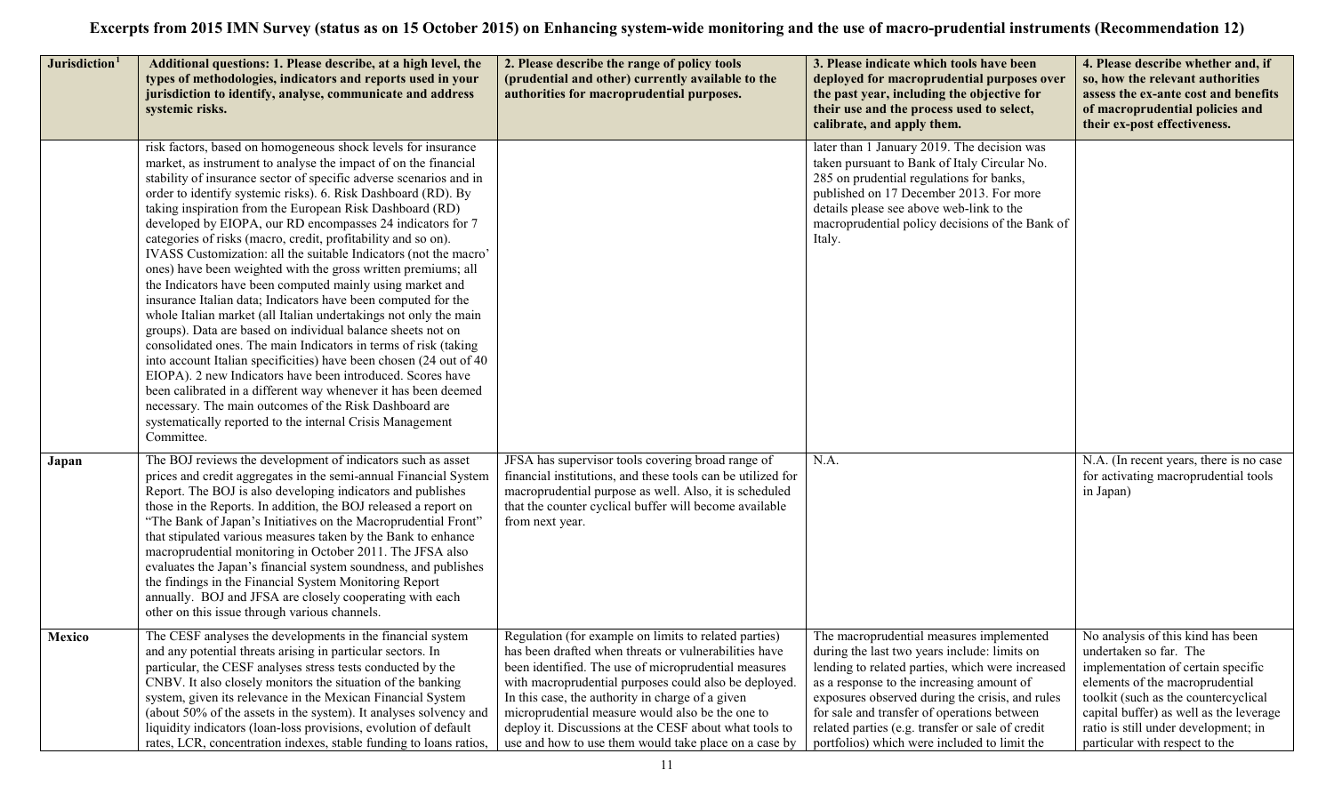# Excerpts from 2015 IMN Survey (status as on 15 October 2015) on Enhancing system-wide monitoring and the use of macro-prudential instruments (Recommendation 12)

| Jurisdiction[1] | Additional questions: 1. Please describe, at a high level, the types of methodologies, indicators and reports used in your jurisdiction to identify, analyse, communicate and address systemic risks. | 2. Please describe the range of policy tools (prudential and other) currently available to the authorities for macroprudential purposes. | 3. Please indicate which tools have been deployed for macroprudential purposes over the past year, including the objective for their use and the process used to select, calibrate, and apply them. | 4. Please describe whether and, if so, how the relevant authorities assess the ex-ante cost and benefits of macroprudential policies and their ex-post effectiveness. |
|---|---|---|---|---|
| | risk factors, based on homogeneous shock levels for insurance market, as instrument to analyse the impact of on the financial stability of insurance sector of specific adverse scenarios and in order to identify systemic risks). 6. Risk Dashboard (RD). By taking inspiration from the European Risk Dashboard (RD) developed by EIOPA, our RD encompasses 24 indicators for 7 categories of risks (macro, credit, profitability and so on). IVASS Customization: all the suitable Indicators (not the macro' ones) have been weighted with the gross written premiums; all the Indicators have been computed mainly using market and insurance Italian data; Indicators have been computed for the whole Italian market (all Italian undertakings not only the main groups). Data are based on individual balance sheets not on consolidated ones. The main Indicators in terms of risk (taking into account Italian specificities) have been chosen (24 out of 40 EIOPA). 2 new Indicators have been introduced. Scores have been calibrated in a different way whenever it has been deemed necessary. The main outcomes of the Risk Dashboard are systematically reported to the internal Crisis Management Committee. | | later than 1 January 2019. The decision was taken pursuant to Bank of Italy Circular No. 285 on prudential regulations for banks, published on 17 December 2013. For more details please see above web-link to the macroprudential policy decisions of the Bank of Italy. | |
| **Japan** | The BOJ reviews the development of indicators such as asset prices and credit aggregates in the semi-annual Financial System Report. The BOJ is also developing indicators and publishes those in the Reports. In addition, the BOJ released a report on "The Bank of Japan's Initiatives on the Macroprudential Front" that stipulated various measures taken by the Bank to enhance macroprudential monitoring in October 2011. The JFSA also evaluates the Japan's financial system soundness, and publishes the findings in the Financial System Monitoring Report annually. BOJ and JFSA are closely cooperating with each other on this issue through various channels. | JFSA has supervisor tools covering broad range of financial institutions, and these tools can be utilized for macroprudential purpose as well. Also, it is scheduled that the counter cyclical buffer will become available from next year. | N.A. | N.A. (In recent years, there is no case for activating macroprudential tools in Japan) |
| **Mexico** | The CESF analyses the developments in the financial system and any potential threats arising in particular sectors. In particular, the CESF analyses stress tests conducted by the CNBV. It also closely monitors the situation of the banking system, given its relevance in the Mexican Financial System (about 50% of the assets in the system). It analyses solvency and liquidity indicators (loan-loss provisions, evolution of default rates, LCR, concentration indexes, stable funding to loans ratios, | Regulation (for example on limits to related parties) has been drafted when threats or vulnerabilities have been identified. The use of microprudential measures with macroprudential purposes could also be deployed. In this case, the authority in charge of a given microprudential measure would also be the one to deploy it. Discussions at the CESF about what tools to use and how to use them would take place on a case by | The macroprudential measures implemented during the last two years include: limits on lending to related parties, which were increased as a response to the increasing amount of exposures observed during the crisis, and rules for sale and transfer of operations between related parties (e.g. transfer or sale of credit portfolios) which were included to limit the | No analysis of this kind has been undertaken so far. The implementation of certain specific elements of the macroprudential toolkit (such as the countercyclical capital buffer) as well as the leverage ratio is still under development; in particular with respect to the |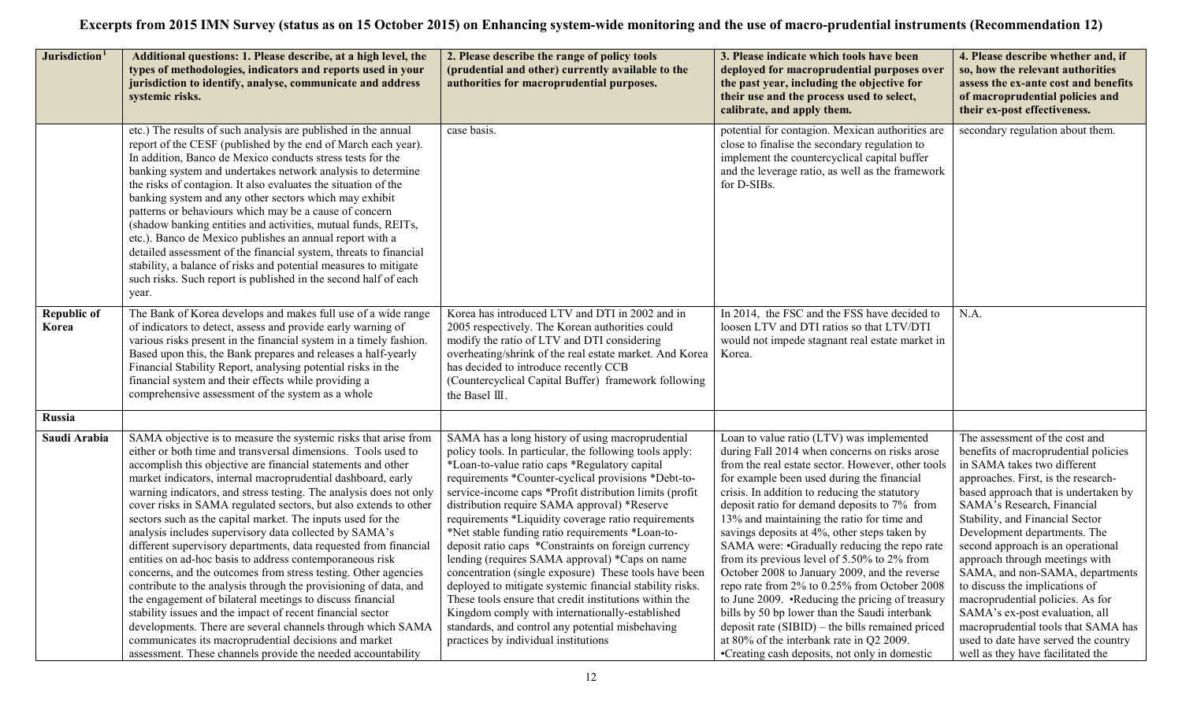# Excerpts from 2015 IMN Survey (status as on 15 October 2015) on Enhancing system-wide monitoring and the use of macro-prudential instruments (Recommendation 12)

| Jurisdiction[1] | Additional questions: 1. Please describe, at a high level, the types of methodologies, indicators and reports used in your jurisdiction to identify, analyse, communicate and address systemic risks. | 2. Please describe the range of policy tools (prudential and other) currently available to the authorities for macroprudential purposes. | 3. Please indicate which tools have been deployed for macroprudential purposes over the past year, including the objective for their use and the process used to select, calibrate, and apply them. | 4. Please describe whether and, if so, how the relevant authorities assess the ex-ante cost and benefits of macroprudential policies and their ex-post effectiveness. |
|---|---|---|---|---|
| | etc.) The results of such analysis are published in the annual report of the CESF (published by the end of March each year). In addition, Banco de Mexico conducts stress tests for the banking system and undertakes network analysis to determine the risks of contagion. It also evaluates the situation of the banking system and any other sectors which may exhibit patterns or behaviours which may be a cause of concern (shadow banking entities and activities, mutual funds, REITs, etc.). Banco de Mexico publishes an annual report with a detailed assessment of the financial system, threats to financial stability, a balance of risks and potential measures to mitigate such risks. Such report is published in the second half of each year. | case basis. | potential for contagion. Mexican authorities are close to finalise the secondary regulation to implement the countercyclical capital buffer and the leverage ratio, as well as the framework for D-SIBs. | secondary regulation about them. |
| **Republic of Korea** | The Bank of Korea develops and makes full use of a wide range of indicators to detect, assess and provide early warning of various risks present in the financial system in a timely fashion. Based upon this, the Bank prepares and releases a half-yearly Financial Stability Report, analysing potential risks in the financial system and their effects while providing a comprehensive assessment of the system as a whole | Korea has introduced LTV and DTI in 2002 and in 2005 respectively. The Korean authorities could modify the ratio of LTV and DTI considering overheating/shrink of the real estate market. And Korea has decided to introduce recently CCB (Countercyclical Capital Buffer) framework following the Basel Ⅲ. | In 2014, the FSC and the FSS have decided to loosen LTV and DTI ratios so that LTV/DTI would not impede stagnant real estate market in Korea. | N.A. |
| **Russia** | | | | |
| **Saudi Arabia** | SAMA objective is to measure the systemic risks that arise from either or both time and transversal dimensions. Tools used to accomplish this objective are financial statements and other market indicators, internal macroprudential dashboard, early warning indicators, and stress testing. The analysis does not only cover risks in SAMA regulated sectors, but also extends to other sectors such as the capital market. The inputs used for the analysis includes supervisory data collected by SAMA's different supervisory departments, data requested from financial entities on ad-hoc basis to address contemporaneous risk concerns, and the outcomes from stress testing. Other agencies contribute to the analysis through the provisioning of data, and the engagement of bilateral meetings to discuss financial stability issues and the impact of recent financial sector developments. There are several channels through which SAMA communicates its macroprudential decisions and market assessment. These channels provide the needed accountability | SAMA has a long history of using macroprudential policy tools. In particular, the following tools apply: *Loan-to-value ratio caps *Regulatory capital requirements *Counter-cyclical provisions *Debt-to-service-income caps *Profit distribution limits (profit distribution require SAMA approval) *Reserve requirements *Liquidity coverage ratio requirements *Net stable funding ratio requirements *Loan-to-deposit ratio caps *Constraints on foreign currency lending (requires SAMA approval) *Caps on name concentration (single exposure) These tools have been deployed to mitigate systemic financial stability risks. These tools ensure that credit institutions within the Kingdom comply with internationally-established standards, and control any potential misbehaving practices by individual institutions | Loan to value ratio (LTV) was implemented during Fall 2014 when concerns on risks arose from the real estate sector. However, other tools for example been used during the financial crisis. In addition to reducing the statutory deposit ratio for demand deposits to 7% from 13% and maintaining the ratio for time and savings deposits at 4%, other steps taken by SAMA were: •Gradually reducing the repo rate from its previous level of 5.50% to 2% from October 2008 to January 2009, and the reverse repo rate from 2% to 0.25% from October 2008 to June 2009. •Reducing the pricing of treasury bills by 50 bp lower than the Saudi interbank deposit rate (SIBID) – the bills remained priced at 80% of the interbank rate in Q2 2009. •Creating cash deposits, not only in domestic | The assessment of the cost and benefits of macroprudential policies in SAMA takes two different approaches. First, is the research-based approach that is undertaken by SAMA's Research, Financial Stability, and Financial Sector Development departments. The second approach is an operational approach through meetings with SAMA, and non-SAMA, departments to discuss the implications of macroprudential policies. As for SAMA's ex-post evaluation, all macroprudential tools that SAMA has used to date have served the country well as they have facilitated the |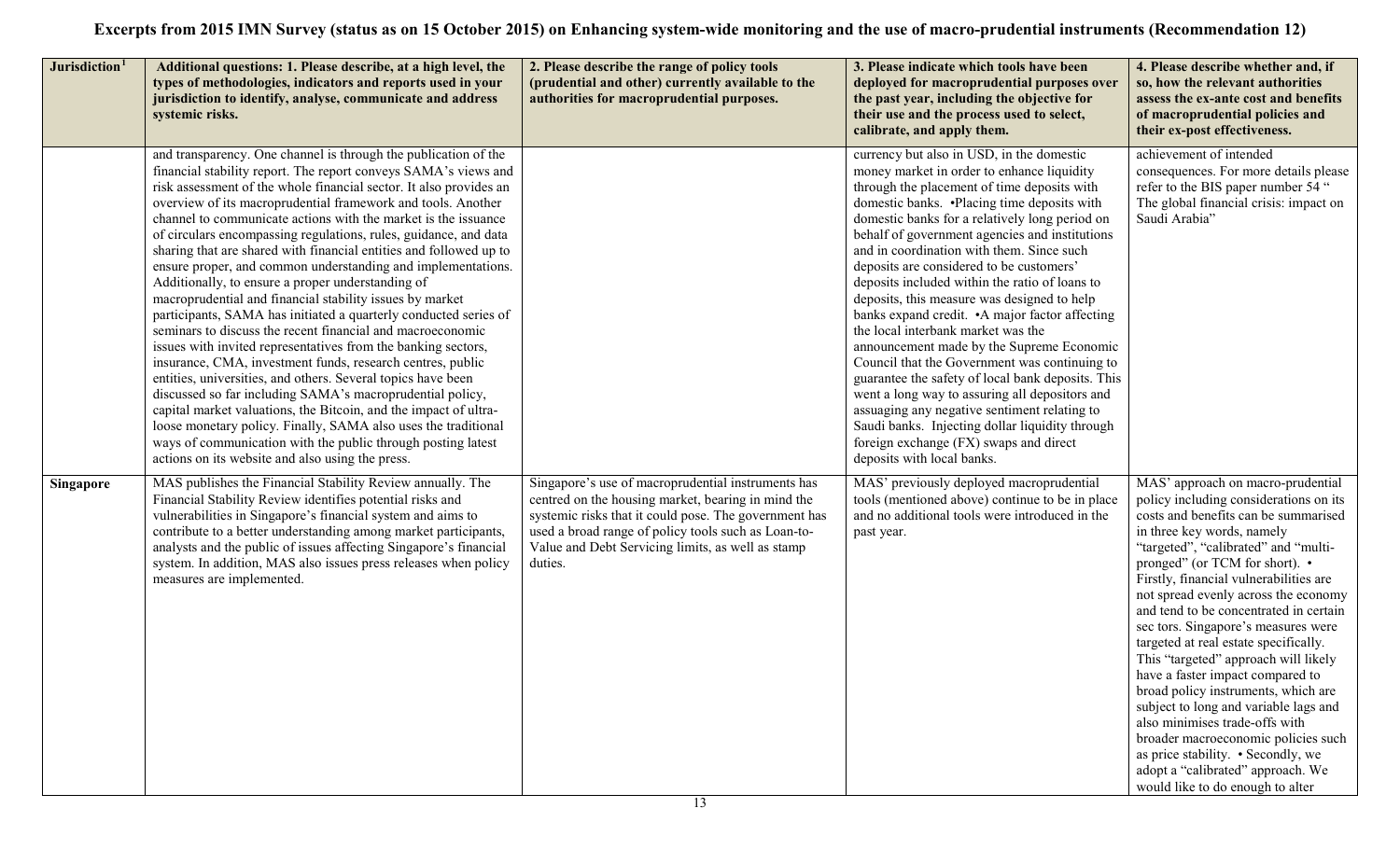# Excerpts from 2015 IMN Survey (status as on 15 October 2015) on Enhancing system-wide monitoring and the use of macro-prudential instruments (Recommendation 12)

| Jurisdiction[1] | Additional questions: 1. Please describe, at a high level, the types of methodologies, indicators and reports used in your jurisdiction to identify, analyse, communicate and address systemic risks. | 2. Please describe the range of policy tools (prudential and other) currently available to the authorities for macroprudential purposes. | 3. Please indicate which tools have been deployed for macroprudential purposes over the past year, including the objective for their use and the process used to select, calibrate, and apply them. | 4. Please describe whether and, if so, how the relevant authorities assess the ex-ante cost and benefits of macroprudential policies and their ex-post effectiveness. |
|---|---|---|---|---|
| | and transparency. One channel is through the publication of the financial stability report. The report conveys SAMA's views and risk assessment of the whole financial sector. It also provides an overview of its macroprudential framework and tools. Another channel to communicate actions with the market is the issuance of circulars encompassing regulations, rules, guidance, and data sharing that are shared with financial entities and followed up to ensure proper, and common understanding and implementations. Additionally, to ensure a proper understanding of macroprudential and financial stability issues by market participants, SAMA has initiated a quarterly conducted series of seminars to discuss the recent financial and macroeconomic issues with invited representatives from the banking sectors, insurance, CMA, investment funds, research centres, public entities, universities, and others. Several topics have been discussed so far including SAMA's macroprudential policy, capital market valuations, the Bitcoin, and the impact of ultra-loose monetary policy. Finally, SAMA also uses the traditional ways of communication with the public through posting latest actions on its website and also using the press. | | currency but also in USD, in the domestic money market in order to enhance liquidity through the placement of time deposits with domestic banks. •Placing time deposits with domestic banks for a relatively long period on behalf of government agencies and institutions and in coordination with them. Since such deposits are considered to be customers' deposits included within the ratio of loans to deposits, this measure was designed to help banks expand credit. •A major factor affecting the local interbank market was the announcement made by the Supreme Economic Council that the Government was continuing to guarantee the safety of local bank deposits. This went a long way to assuring all depositors and assuaging any negative sentiment relating to Saudi banks. Injecting dollar liquidity through foreign exchange (FX) swaps and direct deposits with local banks. | achievement of intended consequences. For more details please refer to the BIS paper number 54 " The global financial crisis: impact on Saudi Arabia" |
| **Singapore** | MAS publishes the Financial Stability Review annually. The Financial Stability Review identifies potential risks and vulnerabilities in Singapore's financial system and aims to contribute to a better understanding among market participants, analysts and the public of issues affecting Singapore's financial system. In addition, MAS also issues press releases when policy measures are implemented. | Singapore's use of macroprudential instruments has centred on the housing market, bearing in mind the systemic risks that it could pose. The government has used a broad range of policy tools such as Loan-to-Value and Debt Servicing limits, as well as stamp duties. | MAS' previously deployed macroprudential tools (mentioned above) continue to be in place and no additional tools were introduced in the past year. | MAS' approach on macro-prudential policy including considerations on its costs and benefits can be summarised in three key words, namely "targeted", "calibrated" and "multi-pronged" (or TCM for short). • Firstly, financial vulnerabilities are not spread evenly across the economy and tend to be concentrated in certain sec tors. Singapore's measures were targeted at real estate specifically. This "targeted" approach will likely have a faster impact compared to broad policy instruments, which are subject to long and variable lags and also minimises trade-offs with broader macroeconomic policies such as price stability. • Secondly, we adopt a "calibrated" approach. We would like to do enough to alter |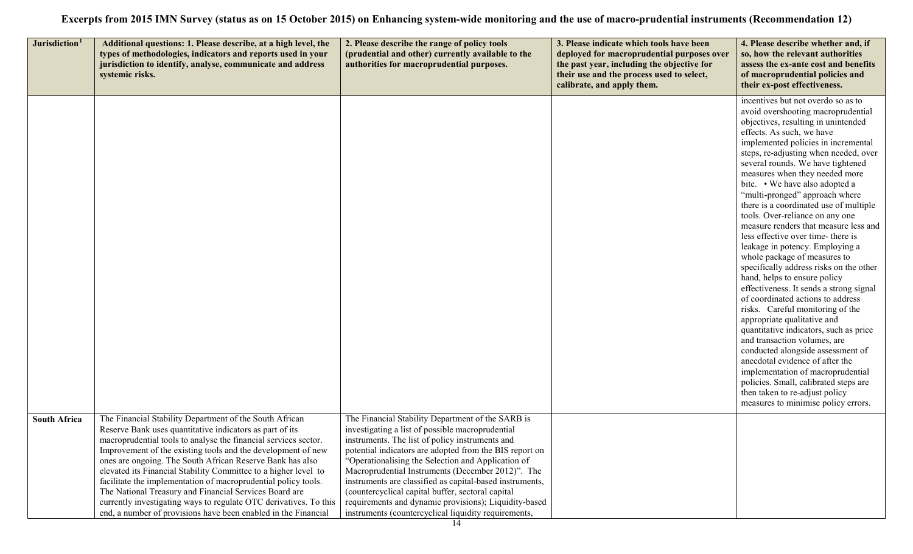# Excerpts from 2015 IMN Survey (status as on 15 October 2015) on Enhancing system-wide monitoring and the use of macro-prudential instruments (Recommendation 12)

| Jurisdiction[1] | Additional questions: 1. Please describe, at a high level, the types of methodologies, indicators and reports used in your jurisdiction to identify, analyse, communicate and address systemic risks. | 2. Please describe the range of policy tools (prudential and other) currently available to the authorities for macroprudential purposes. | 3. Please indicate which tools have been deployed for macroprudential purposes over the past year, including the objective for their use and the process used to select, calibrate, and apply them. | 4. Please describe whether and, if so, how the relevant authorities assess the ex-ante cost and benefits of macroprudential policies and their ex-post effectiveness. |
|---|---|---|---|---|
| | | | | incentives but not overdo so as to avoid overshooting macroprudential objectives, resulting in unintended effects. As such, we have implemented policies in incremental steps, re-adjusting when needed, over several rounds. We have tightened measures when they needed more bite. • We have also adopted a "multi-pronged" approach where there is a coordinated use of multiple tools. Over-reliance on any one measure renders that measure less and less effective over time- there is leakage in potency. Employing a whole package of measures to specifically address risks on the other hand, helps to ensure policy effectiveness. It sends a strong signal of coordinated actions to address risks. Careful monitoring of the appropriate qualitative and quantitative indicators, such as price and transaction volumes, are conducted alongside assessment of anecdotal evidence of after the implementation of macroprudential policies. Small, calibrated steps are then taken to re-adjust policy measures to minimise policy errors. |
| **South Africa** | The Financial Stability Department of the South African Reserve Bank uses quantitative indicators as part of its macroprudential tools to analyse the financial services sector. Improvement of the existing tools and the development of new ones are ongoing. The South African Reserve Bank has also elevated its Financial Stability Committee to a higher level to facilitate the implementation of macroprudential policy tools. The National Treasury and Financial Services Board are currently investigating ways to regulate OTC derivatives. To this end, a number of provisions have been enabled in the Financial | The Financial Stability Department of the SARB is investigating a list of possible macroprudential instruments. The list of policy instruments and potential indicators are adopted from the BIS report on "Operationalising the Selection and Application of Macroprudential Instruments (December 2012)". The instruments are classified as capital-based instruments, (countercyclical capital buffer, sectoral capital requirements and dynamic provisions); Liquidity-based instruments (countercyclical liquidity requirements, | | |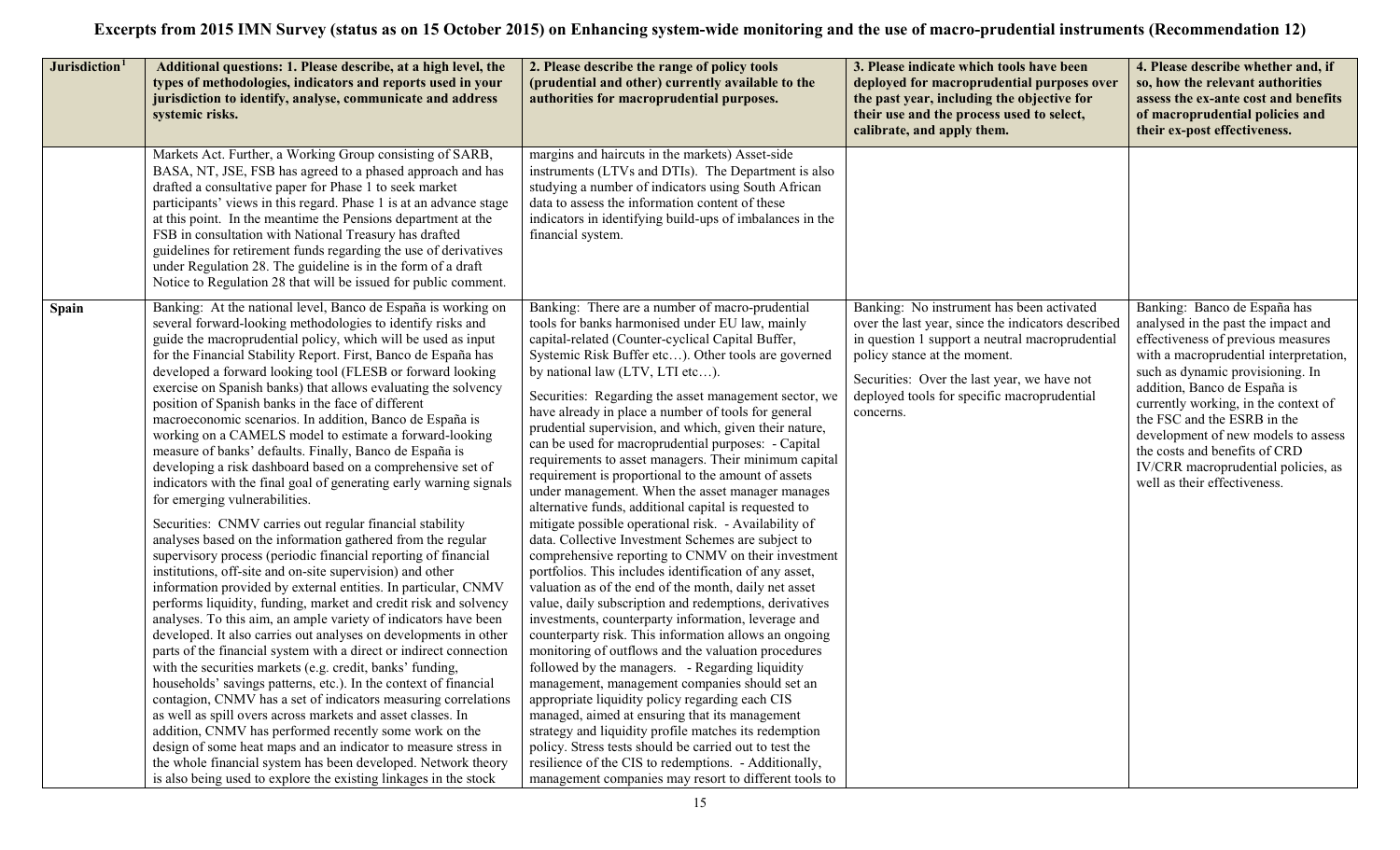# Excerpts from 2015 IMN Survey (status as on 15 October 2015) on Enhancing system-wide monitoring and the use of macro-prudential instruments (Recommendation 12)

| Jurisdiction[1] | Additional questions: 1. Please describe, at a high level, the types of methodologies, indicators and reports used in your jurisdiction to identify, analyse, communicate and address systemic risks. | 2. Please describe the range of policy tools (prudential and other) currently available to the authorities for macroprudential purposes. | 3. Please indicate which tools have been deployed for macroprudential purposes over the past year, including the objective for their use and the process used to select, calibrate, and apply them. | 4. Please describe whether and, if so, how the relevant authorities assess the ex-ante cost and benefits of macroprudential policies and their ex-post effectiveness. |
|---|---|---|---|---|
| | Markets Act. Further, a Working Group consisting of SARB, BASA, NT, JSE, FSB has agreed to a phased approach and has drafted a consultative paper for Phase 1 to seek market participants' views in this regard. Phase 1 is at an advance stage at this point. In the meantime the Pensions department at the FSB in consultation with National Treasury has drafted guidelines for retirement funds regarding the use of derivatives under Regulation 28. The guideline is in the form of a draft Notice to Regulation 28 that will be issued for public comment. | margins and haircuts in the markets) Asset-side instruments (LTVs and DTIs). The Department is also studying a number of indicators using South African data to assess the information content of these indicators in identifying build-ups of imbalances in the financial system. | | |
| **Spain** | Banking: At the national level, Banco de España is working on several forward-looking methodologies to identify risks and guide the macroprudential policy, which will be used as input for the Financial Stability Report. First, Banco de España has developed a forward looking tool (FLESB or forward looking exercise on Spanish banks) that allows evaluating the solvency position of Spanish banks in the face of different macroeconomic scenarios. In addition, Banco de España is working on a CAMELS model to estimate a forward-looking measure of banks' defaults. Finally, Banco de España is developing a risk dashboard based on a comprehensive set of indicators with the final goal of generating early warning signals for emerging vulnerabilities.<br><br>Securities: CNMV carries out regular financial stability analyses based on the information gathered from the regular supervisory process (periodic financial reporting of financial institutions, off-site and on-site supervision) and other information provided by external entities. In particular, CNMV performs liquidity, funding, market and credit risk and solvency analyses. To this aim, an ample variety of indicators have been developed. It also carries out analyses on developments in other parts of the financial system with a direct or indirect connection with the securities markets (e.g. credit, banks' funding, households' savings patterns, etc.). In the context of financial contagion, CNMV has a set of indicators measuring correlations as well as spill overs across markets and asset classes. In addition, CNMV has performed recently some work on the design of some heat maps and an indicator to measure stress in the whole financial system has been developed. Network theory is also being used to explore the existing linkages in the stock | Banking: There are a number of macro-prudential tools for banks harmonised under EU law, mainly capital-related (Counter-cyclical Capital Buffer, Systemic Risk Buffer etc…). Other tools are governed by national law (LTV, LTI etc…).<br><br>Securities: Regarding the asset management sector, we have already in place a number of tools for general prudential supervision, and which, given their nature, can be used for macroprudential purposes: - Capital requirements to asset managers. Their minimum capital requirement is proportional to the amount of assets under management. When the asset manager manages alternative funds, additional capital is requested to mitigate possible operational risk. - Availability of data. Collective Investment Schemes are subject to comprehensive reporting to CNMV on their investment portfolios. This includes identification of any asset, valuation as of the end of the month, daily net asset value, daily subscription and redemptions, derivatives investments, counterparty information, leverage and counterparty risk. This information allows an ongoing monitoring of outflows and the valuation procedures followed by the managers. - Regarding liquidity management, management companies should set an appropriate liquidity policy regarding each CIS managed, aimed at ensuring that its management strategy and liquidity profile matches its redemption policy. Stress tests should be carried out to test the resilience of the CIS to redemptions. - Additionally, management companies may resort to different tools to | Banking: No instrument has been activated over the last year, since the indicators described in question 1 support a neutral macroprudential policy stance at the moment.<br><br>Securities: Over the last year, we have not deployed tools for specific macroprudential concerns. | Banking: Banco de España has analysed in the past the impact and effectiveness of previous measures with a macroprudential interpretation, such as dynamic provisioning. In addition, Banco de España is currently working, in the context of the FSC and the ESRB in the development of new models to assess the costs and benefits of CRD IV/CRR macroprudential policies, as well as their effectiveness. |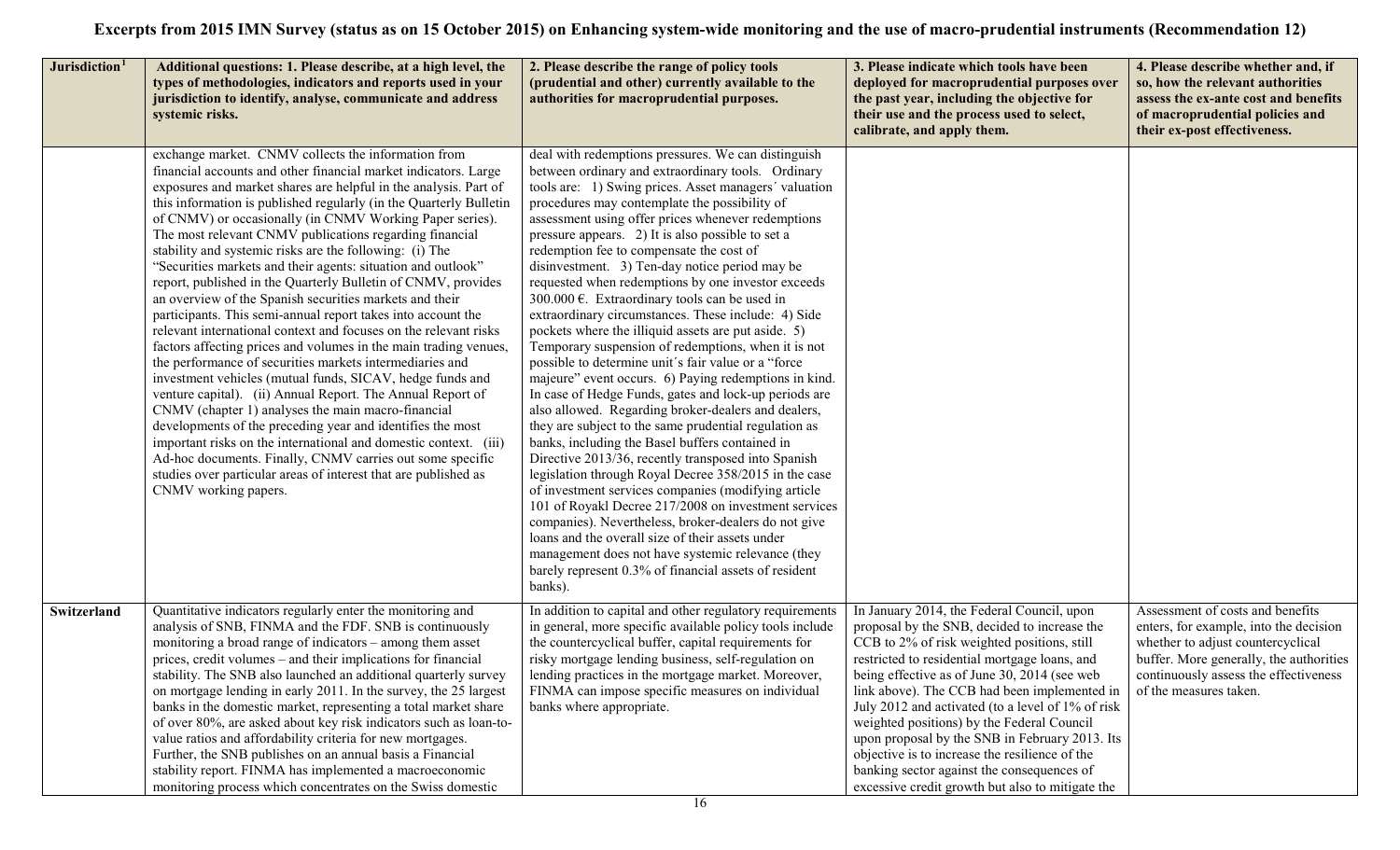# Excerpts from 2015 IMN Survey (status as on 15 October 2015) on Enhancing system-wide monitoring and the use of macro-prudential instruments (Recommendation 12)

| Jurisdiction[1] | Additional questions: 1. Please describe, at a high level, the types of methodologies, indicators and reports used in your jurisdiction to identify, analyse, communicate and address systemic risks. | 2. Please describe the range of policy tools (prudential and other) currently available to the authorities for macroprudential purposes. | 3. Please indicate which tools have been deployed for macroprudential purposes over the past year, including the objective for their use and the process used to select, calibrate, and apply them. | 4. Please describe whether and, if so, how the relevant authorities assess the ex-ante cost and benefits of macroprudential policies and their ex-post effectiveness. |
|---|---|---|---|---|
| | exchange market. CNMV collects the information from financial accounts and other financial market indicators. Large exposures and market shares are helpful in the analysis. Part of this information is published regularly (in the Quarterly Bulletin of CNMV) or occasionally (in CNMV Working Paper series). The most relevant CNMV publications regarding financial stability and systemic risks are the following: (i) The "Securities markets and their agents: situation and outlook" report, published in the Quarterly Bulletin of CNMV, provides an overview of the Spanish securities markets and their participants. This semi-annual report takes into account the relevant international context and focuses on the relevant risks factors affecting prices and volumes in the main trading venues, the performance of securities markets intermediaries and investment vehicles (mutual funds, SICAV, hedge funds and venture capital). (ii) Annual Report. The Annual Report of CNMV (chapter 1) analyses the main macro-financial developments of the preceding year and identifies the most important risks on the international and domestic context. (iii) Ad-hoc documents. Finally, CNMV carries out some specific studies over particular areas of interest that are published as CNMV working papers. | deal with redemptions pressures. We can distinguish between ordinary and extraordinary tools. Ordinary tools are: 1) Swing prices. Asset managers´ valuation procedures may contemplate the possibility of assessment using offer prices whenever redemptions pressure appears. 2) It is also possible to set a redemption fee to compensate the cost of disinvestment. 3) Ten-day notice period may be requested when redemptions by one investor exceeds 300.000 €. Extraordinary tools can be used in extraordinary circumstances. These include: 4) Side pockets where the illiquid assets are put aside. 5) Temporary suspension of redemptions, when it is not possible to determine unit´s fair value or a "force majeure" event occurs. 6) Paying redemptions in kind. In case of Hedge Funds, gates and lock-up periods are also allowed. Regarding broker-dealers and dealers, they are subject to the same prudential regulation as banks, including the Basel buffers contained in Directive 2013/36, recently transposed into Spanish legislation through Royal Decree 358/2015 in the case of investment services companies (modifying article 101 of Royakl Decree 217/2008 on investment services companies). Nevertheless, broker-dealers do not give loans and the overall size of their assets under management does not have systemic relevance (they barely represent 0.3% of financial assets of resident banks). | | |
| **Switzerland** | Quantitative indicators regularly enter the monitoring and analysis of SNB, FINMA and the FDF. SNB is continuously monitoring a broad range of indicators – among them asset prices, credit volumes – and their implications for financial stability. The SNB also launched an additional quarterly survey on mortgage lending in early 2011. In the survey, the 25 largest banks in the domestic market, representing a total market share of over 80%, are asked about key risk indicators such as loan-to-value ratios and affordability criteria for new mortgages. Further, the SNB publishes on an annual basis a Financial stability report. FINMA has implemented a macroeconomic monitoring process which concentrates on the Swiss domestic | In addition to capital and other regulatory requirements in general, more specific available policy tools include the countercyclical buffer, capital requirements for risky mortgage lending business, self-regulation on lending practices in the mortgage market. Moreover, FINMA can impose specific measures on individual banks where appropriate. | In January 2014, the Federal Council, upon proposal by the SNB, decided to increase the CCB to 2% of risk weighted positions, still restricted to residential mortgage loans, and being effective as of June 30, 2014 (see web link above). The CCB had been implemented in July 2012 and activated (to a level of 1% of risk weighted positions) by the Federal Council upon proposal by the SNB in February 2013. Its objective is to increase the resilience of the banking sector against the consequences of excessive credit growth but also to mitigate the | Assessment of costs and benefits enters, for example, into the decision whether to adjust countercyclical buffer. More generally, the authorities continuously assess the effectiveness of the measures taken. |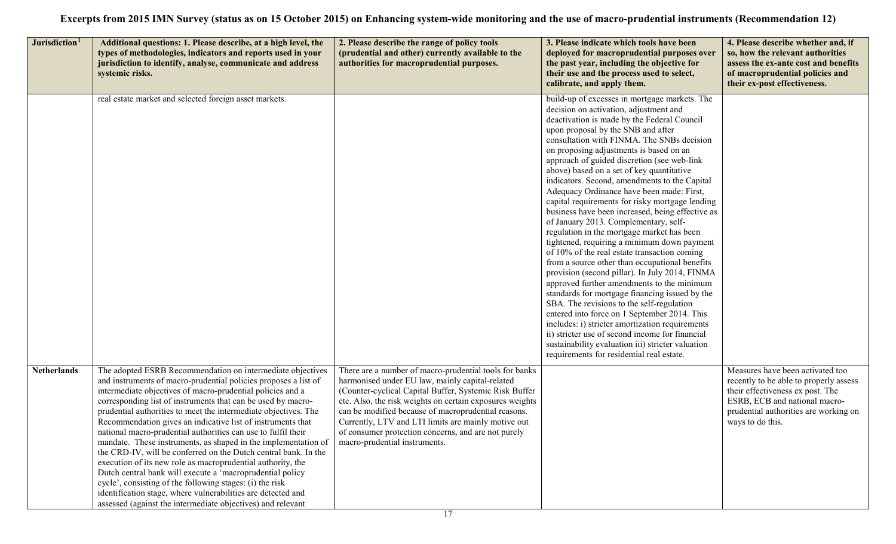# Excerpts from 2015 IMN Survey (status as on 15 October 2015) on Enhancing system-wide monitoring and the use of macro-prudential instruments (Recommendation 12)

| Jurisdiction[1] | Additional questions: 1. Please describe, at a high level, the types of methodologies, indicators and reports used in your jurisdiction to identify, analyse, communicate and address systemic risks. | 2. Please describe the range of policy tools (prudential and other) currently available to the authorities for macroprudential purposes. | 3. Please indicate which tools have been deployed for macroprudential purposes over the past year, including the objective for their use and the process used to select, calibrate, and apply them. | 4. Please describe whether and, if so, how the relevant authorities assess the ex-ante cost and benefits of macroprudential policies and their ex-post effectiveness. |
|---|---|---|---|---|
| | real estate market and selected foreign asset markets. | | build-up of excesses in mortgage markets. The decision on activation, adjustment and deactivation is made by the Federal Council upon proposal by the SNB and after consultation with FINMA. The SNBs decision on proposing adjustments is based on an approach of guided discretion (see web-link above) based on a set of key quantitative indicators. Second, amendments to the Capital Adequacy Ordinance have been made: First, capital requirements for risky mortgage lending business have been increased, being effective as of January 2013. Complementary, self-regulation in the mortgage market has been tightened, requiring a minimum down payment of 10% of the real estate transaction coming from a source other than occupational benefits provision (second pillar). In July 2014, FINMA approved further amendments to the minimum standards for mortgage financing issued by the SBA. The revisions to the self-regulation entered into force on 1 September 2014. This includes: i) stricter amortization requirements ii) stricter use of second income for financial sustainability evaluation iii) stricter valuation requirements for residential real estate. | |
| **Netherlands** | The adopted ESRB Recommendation on intermediate objectives and instruments of macro-prudential policies proposes a list of intermediate objectives of macro-prudential policies and a corresponding list of instruments that can be used by macro-prudential authorities to meet the intermediate objectives. The Recommendation gives an indicative list of instruments that national macro-prudential authorities can use to fulfil their mandate. These instruments, as shaped in the implementation of the CRD-IV, will be conferred on the Dutch central bank. In the execution of its new role as macroprudential authority, the Dutch central bank will execute a 'macroprudential policy cycle', consisting of the following stages: (i) the risk identification stage, where vulnerabilities are detected and assessed (against the intermediate objectives) and relevant | There are a number of macro-prudential tools for banks harmonised under EU law, mainly capital-related (Counter-cyclical Capital Buffer, Systemic Risk Buffer etc. Also, the risk weights on certain exposures weights can be modified because of macroprudential reasons. Currently, LTV and LTI limits are mainly motive out of consumer protection concerns, and are not purely macro-prudential instruments. | | Measures have been activated too recently to be able to properly assess their effectiveness ex post. The ESRB, ECB and national macro-prudential authorities are working on ways to do this. |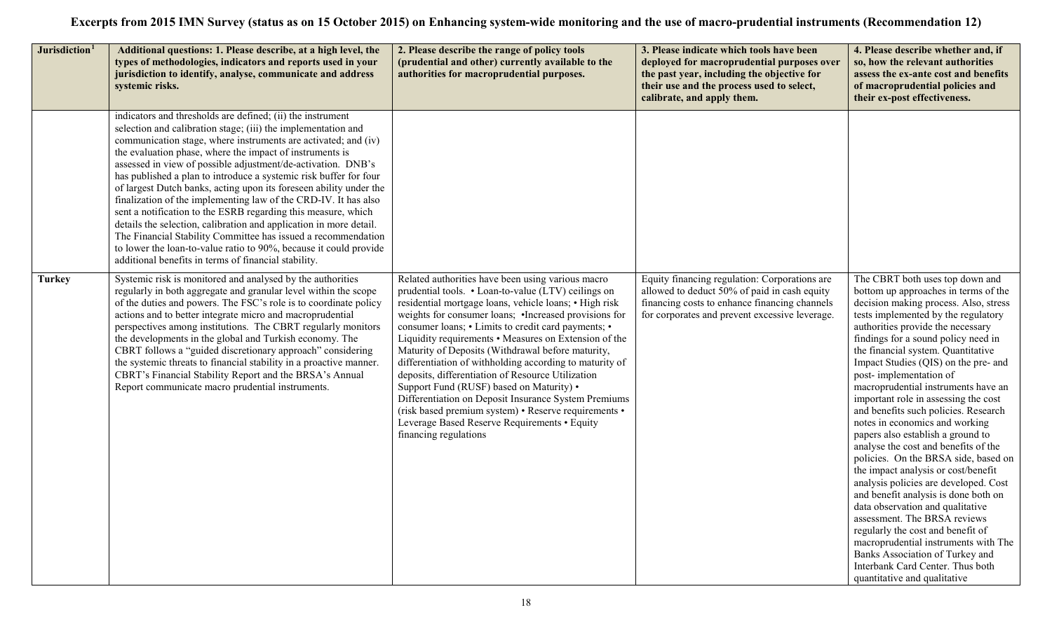# Excerpts from 2015 IMN Survey (status as on 15 October 2015) on Enhancing system-wide monitoring and the use of macro-prudential instruments (Recommendation 12)

| Jurisdiction[1] | Additional questions: 1. Please describe, at a high level, the types of methodologies, indicators and reports used in your jurisdiction to identify, analyse, communicate and address systemic risks. | 2. Please describe the range of policy tools (prudential and other) currently available to the authorities for macroprudential purposes. | 3. Please indicate which tools have been deployed for macroprudential purposes over the past year, including the objective for their use and the process used to select, calibrate, and apply them. | 4. Please describe whether and, if so, how the relevant authorities assess the ex-ante cost and benefits of macroprudential policies and their ex-post effectiveness. |
|---|---|---|---|---|
| | indicators and thresholds are defined; (ii) the instrument selection and calibration stage; (iii) the implementation and communication stage, where instruments are activated; and (iv) the evaluation phase, where the impact of instruments is assessed in view of possible adjustment/de-activation. DNB's has published a plan to introduce a systemic risk buffer for four of largest Dutch banks, acting upon its foreseen ability under the finalization of the implementing law of the CRD-IV. It has also sent a notification to the ESRB regarding this measure, which details the selection, calibration and application in more detail. The Financial Stability Committee has issued a recommendation to lower the loan-to-value ratio to 90%, because it could provide additional benefits in terms of financial stability. | | | |
| **Turkey** | Systemic risk is monitored and analysed by the authorities regularly in both aggregate and granular level within the scope of the duties and powers. The FSC's role is to coordinate policy actions and to better integrate micro and macroprudential perspectives among institutions. The CBRT regularly monitors the developments in the global and Turkish economy. The CBRT follows a "guided discretionary approach" considering the systemic threats to financial stability in a proactive manner. CBRT's Financial Stability Report and the BRSA's Annual Report communicate macro prudential instruments. | Related authorities have been using various macro prudential tools. • Loan-to-value (LTV) ceilings on residential mortgage loans, vehicle loans; • High risk weights for consumer loans; •Increased provisions for consumer loans; • Limits to credit card payments; • Liquidity requirements • Measures on Extension of the Maturity of Deposits (Withdrawal before maturity, differentiation of withholding according to maturity of deposits, differentiation of Resource Utilization Support Fund (RUSF) based on Maturity) • Differentiation on Deposit Insurance System Premiums (risk based premium system) • Reserve requirements • Leverage Based Reserve Requirements • Equity financing regulations | Equity financing regulation: Corporations are allowed to deduct 50% of paid in cash equity financing costs to enhance financing channels for corporates and prevent excessive leverage. | The CBRT both uses top down and bottom up approaches in terms of the decision making process. Also, stress tests implemented by the regulatory authorities provide the necessary findings for a sound policy need in the financial system. Quantitative Impact Studies (QIS) on the pre- and post- implementation of macroprudential instruments have an important role in assessing the cost and benefits such policies. Research notes in economics and working papers also establish a ground to analyse the cost and benefits of the policies. On the BRSA side, based on the impact analysis or cost/benefit analysis policies are developed. Cost and benefit analysis is done both on data observation and qualitative assessment. The BRSA reviews regularly the cost and benefit of macroprudential instruments with The Banks Association of Turkey and Interbank Card Center. Thus both quantitative and qualitative |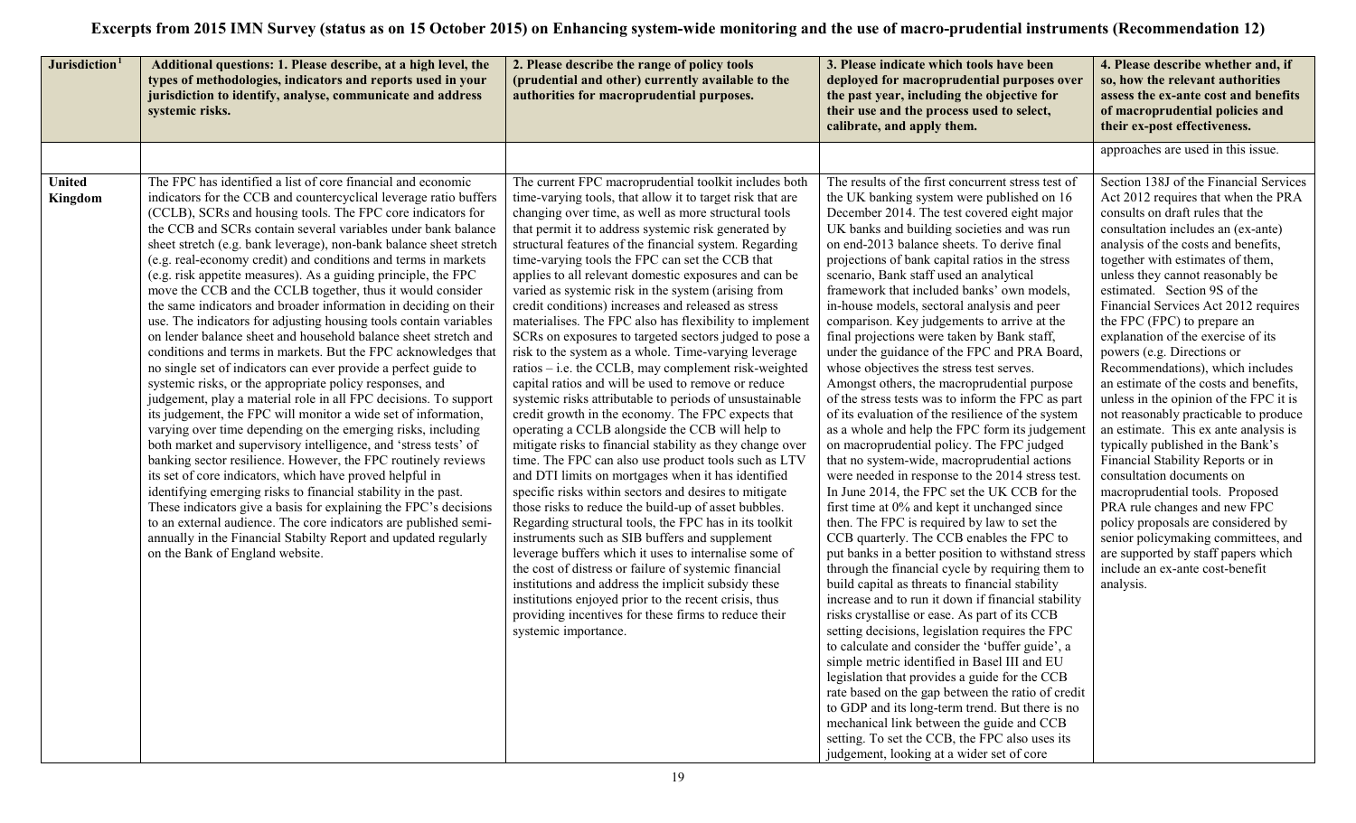# Excerpts from 2015 IMN Survey (status as on 15 October 2015) on Enhancing system-wide monitoring and the use of macro-prudential instruments (Recommendation 12)

| Jurisdiction[1] | Additional questions: 1. Please describe, at a high level, the types of methodologies, indicators and reports used in your jurisdiction to identify, analyse, communicate and address systemic risks. | 2. Please describe the range of policy tools (prudential and other) currently available to the authorities for macroprudential purposes. | 3. Please indicate which tools have been deployed for macroprudential purposes over the past year, including the objective for their use and the process used to select, calibrate, and apply them. | 4. Please describe whether and, if so, how the relevant authorities assess the ex-ante cost and benefits of macroprudential policies and their ex-post effectiveness. |
|---|---|---|---|---|
| | | | | approaches are used in this issue. |
| **United Kingdom** | The FPC has identified a list of core financial and economic indicators for the CCB and countercyclical leverage ratio buffers (CCLB), SCRs and housing tools. The FPC core indicators for the CCB and SCRs contain several variables under bank balance sheet stretch (e.g. bank leverage), non-bank balance sheet stretch (e.g. real-economy credit) and conditions and terms in markets (e.g. risk appetite measures). As a guiding principle, the FPC move the CCB and the CCLB together, thus it would consider the same indicators and broader information in deciding on their use. The indicators for adjusting housing tools contain variables on lender balance sheet and household balance sheet stretch and conditions and terms in markets. But the FPC acknowledges that no single set of indicators can ever provide a perfect guide to systemic risks, or the appropriate policy responses, and judgement, play a material role in all FPC decisions. To support its judgement, the FPC will monitor a wide set of information, varying over time depending on the emerging risks, including both market and supervisory intelligence, and 'stress tests' of banking sector resilience. However, the FPC routinely reviews its set of core indicators, which have proved helpful in identifying emerging risks to financial stability in the past. These indicators give a basis for explaining the FPC's decisions to an external audience. The core indicators are published semi-annually in the Financial Stabilty Report and updated regularly on the Bank of England website. | The current FPC macroprudential toolkit includes both time-varying tools, that allow it to target risk that are changing over time, as well as more structural tools that permit it to address systemic risk generated by structural features of the financial system. Regarding time-varying tools the FPC can set the CCB that applies to all relevant domestic exposures and can be varied as systemic risk in the system (arising from credit conditions) increases and released as stress materialises. The FPC also has flexibility to implement SCRs on exposures to targeted sectors judged to pose a risk to the system as a whole. Time-varying leverage ratios – i.e. the CCLB, may complement risk-weighted capital ratios and will be used to remove or reduce systemic risks attributable to periods of unsustainable credit growth in the economy. The FPC expects that operating a CCLB alongside the CCB will help to mitigate risks to financial stability as they change over time. The FPC can also use product tools such as LTV and DTI limits on mortgages when it has identified specific risks within sectors and desires to mitigate those risks to reduce the build-up of asset bubbles. Regarding structural tools, the FPC has in its toolkit instruments such as SIB buffers and supplement leverage buffers which it uses to internalise some of the cost of distress or failure of systemic financial institutions and address the implicit subsidy these institutions enjoyed prior to the recent crisis, thus providing incentives for these firms to reduce their systemic importance. | The results of the first concurrent stress test of the UK banking system were published on 16 December 2014. The test covered eight major UK banks and building societies and was run on end-2013 balance sheets. To derive final projections of bank capital ratios in the stress scenario, Bank staff used an analytical framework that included banks' own models, in-house models, sectoral analysis and peer comparison. Key judgements to arrive at the final projections were taken by Bank staff, under the guidance of the FPC and PRA Board, whose objectives the stress test serves. Amongst others, the macroprudential purpose of the stress tests was to inform the FPC as part of its evaluation of the resilience of the system as a whole and help the FPC form its judgement on macroprudential policy. The FPC judged that no system-wide, macroprudential actions were needed in response to the 2014 stress test. In June 2014, the FPC set the UK CCB for the first time at 0% and kept it unchanged since then. The FPC is required by law to set the CCB quarterly. The CCB enables the FPC to put banks in a better position to withstand stress through the financial cycle by requiring them to build capital as threats to financial stability increase and to run it down if financial stability risks crystallise or ease. As part of its CCB setting decisions, legislation requires the FPC to calculate and consider the 'buffer guide', a simple metric identified in Basel III and EU legislation that provides a guide for the CCB rate based on the gap between the ratio of credit to GDP and its long-term trend. But there is no mechanical link between the guide and CCB setting. To set the CCB, the FPC also uses its judgement, looking at a wider set of core | Section 138J of the Financial Services Act 2012 requires that when the PRA consults on draft rules that the consultation includes an (ex-ante) analysis of the costs and benefits, together with estimates of them, unless they cannot reasonably be estimated. Section 9S of the Financial Services Act 2012 requires the FPC (FPC) to prepare an explanation of the exercise of its powers (e.g. Directions or Recommendations), which includes an estimate of the costs and benefits, unless in the opinion of the FPC it is not reasonably practicable to produce an estimate. This ex ante analysis is typically published in the Bank's Financial Stability Reports or in consultation documents on macroprudential tools. Proposed PRA rule changes and new FPC policy proposals are considered by senior policymaking committees, and are supported by staff papers which include an ex-ante cost-benefit analysis. |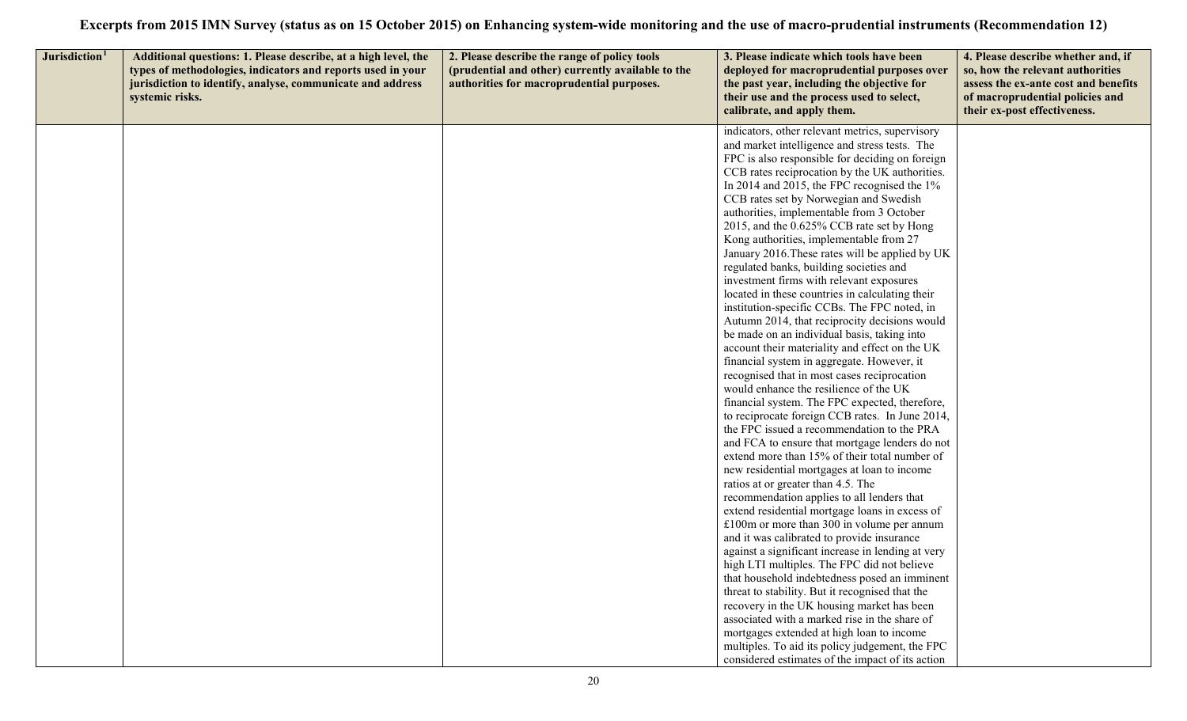# Excerpts from 2015 IMN Survey (status as on 15 October 2015) on Enhancing system-wide monitoring and the use of macro-prudential instruments (Recommendation 12)

| Jurisdiction[1] | Additional questions: 1. Please describe, at a high level, the types of methodologies, indicators and reports used in your jurisdiction to identify, analyse, communicate and address systemic risks. | 2. Please describe the range of policy tools (prudential and other) currently available to the authorities for macroprudential purposes. | 3. Please indicate which tools have been deployed for macroprudential purposes over the past year, including the objective for their use and the process used to select, calibrate, and apply them. | 4. Please describe whether and, if so, how the relevant authorities assess the ex-ante cost and benefits of macroprudential policies and their ex-post effectiveness. |
|---|---|---|---|---|
| | | | indicators, other relevant metrics, supervisory and market intelligence and stress tests. The FPC is also responsible for deciding on foreign CCB rates reciprocation by the UK authorities. In 2014 and 2015, the FPC recognised the 1% CCB rates set by Norwegian and Swedish authorities, implementable from 3 October 2015, and the 0.625% CCB rate set by Hong Kong authorities, implementable from 27 January 2016.These rates will be applied by UK regulated banks, building societies and investment firms with relevant exposures located in these countries in calculating their institution-specific CCBs. The FPC noted, in Autumn 2014, that reciprocity decisions would be made on an individual basis, taking into account their materiality and effect on the UK financial system in aggregate. However, it recognised that in most cases reciprocation would enhance the resilience of the UK financial system. The FPC expected, therefore, to reciprocate foreign CCB rates. In June 2014, the FPC issued a recommendation to the PRA and FCA to ensure that mortgage lenders do not extend more than 15% of their total number of new residential mortgages at loan to income ratios at or greater than 4.5. The recommendation applies to all lenders that extend residential mortgage loans in excess of £100m or more than 300 in volume per annum and it was calibrated to provide insurance against a significant increase in lending at very high LTI multiples. The FPC did not believe that household indebtedness posed an imminent threat to stability. But it recognised that the recovery in the UK housing market has been associated with a marked rise in the share of mortgages extended at high loan to income multiples. To aid its policy judgement, the FPC considered estimates of the impact of its action | |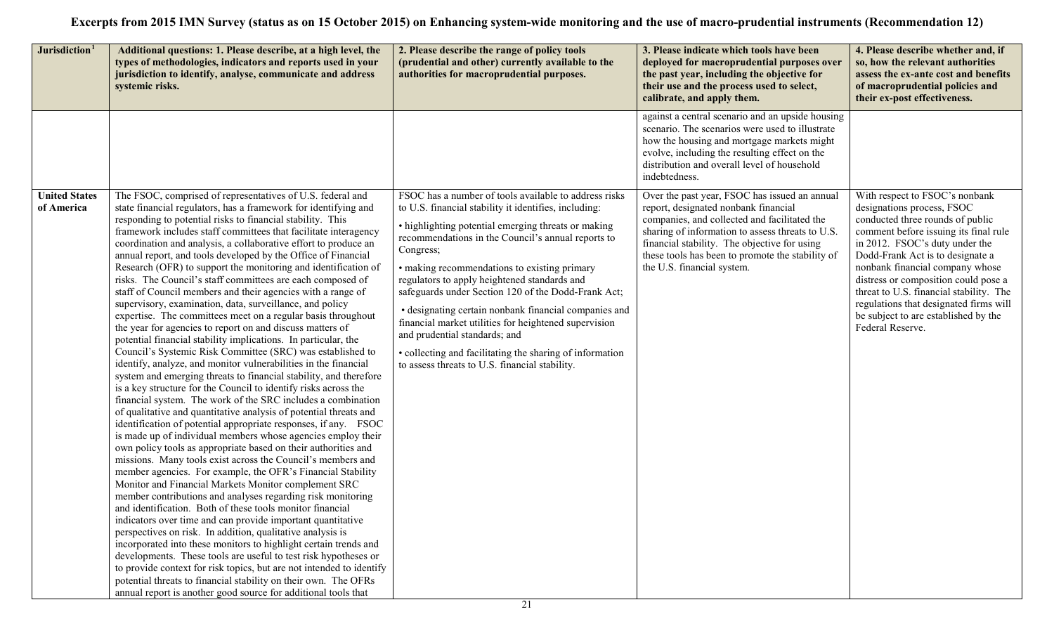# Excerpts from 2015 IMN Survey (status as on 15 October 2015) on Enhancing system-wide monitoring and the use of macro-prudential instruments (Recommendation 12)

| Jurisdiction[1] | Additional questions: 1. Please describe, at a high level, the types of methodologies, indicators and reports used in your jurisdiction to identify, analyse, communicate and address systemic risks. | 2. Please describe the range of policy tools (prudential and other) currently available to the authorities for macroprudential purposes. | 3. Please indicate which tools have been deployed for macroprudential purposes over the past year, including the objective for their use and the process used to select, calibrate, and apply them. | 4. Please describe whether and, if so, how the relevant authorities assess the ex-ante cost and benefits of macroprudential policies and their ex-post effectiveness. |
|---|---|---|---|---|
| | | | against a central scenario and an upside housing scenario. The scenarios were used to illustrate how the housing and mortgage markets might evolve, including the resulting effect on the distribution and overall level of household indebtedness. | |
| **United States of America** | The FSOC, comprised of representatives of U.S. federal and state financial regulators, has a framework for identifying and responding to potential risks to financial stability. This framework includes staff committees that facilitate interagency coordination and analysis, a collaborative effort to produce an annual report, and tools developed by the Office of Financial Research (OFR) to support the monitoring and identification of risks. The Council's staff committees are each composed of staff of Council members and their agencies with a range of supervisory, examination, data, surveillance, and policy expertise. The committees meet on a regular basis throughout the year for agencies to report on and discuss matters of potential financial stability implications. In particular, the Council's Systemic Risk Committee (SRC) was established to identify, analyze, and monitor vulnerabilities in the financial system and emerging threats to financial stability, and therefore is a key structure for the Council to identify risks across the financial system. The work of the SRC includes a combination of qualitative and quantitative analysis of potential threats and identification of potential appropriate responses, if any. FSOC is made up of individual members whose agencies employ their own policy tools as appropriate based on their authorities and missions. Many tools exist across the Council's members and member agencies. For example, the OFR's Financial Stability Monitor and Financial Markets Monitor complement SRC member contributions and analyses regarding risk monitoring and identification. Both of these tools monitor financial indicators over time and can provide important quantitative perspectives on risk. In addition, qualitative analysis is incorporated into these monitors to highlight certain trends and developments. These tools are useful to test risk hypotheses or to provide context for risk topics, but are not intended to identify potential threats to financial stability on their own. The OFRs annual report is another good source for additional tools that | FSOC has a number of tools available to address risks to U.S. financial stability it identifies, including:<br><br>• highlighting potential emerging threats or making recommendations in the Council's annual reports to Congress;<br><br>• making recommendations to existing primary regulators to apply heightened standards and safeguards under Section 120 of the Dodd-Frank Act;<br><br>• designating certain nonbank financial companies and financial market utilities for heightened supervision and prudential standards; and<br><br>• collecting and facilitating the sharing of information to assess threats to U.S. financial stability. | Over the past year, FSOC has issued an annual report, designated nonbank financial companies, and collected and facilitated the sharing of information to assess threats to U.S. financial stability. The objective for using these tools has been to promote the stability of the U.S. financial system. | With respect to FSOC's nonbank designations process, FSOC conducted three rounds of public comment before issuing its final rule in 2012. FSOC's duty under the Dodd-Frank Act is to designate a nonbank financial company whose distress or composition could pose a threat to U.S. financial stability. The regulations that designated firms will be subject to are established by the Federal Reserve. |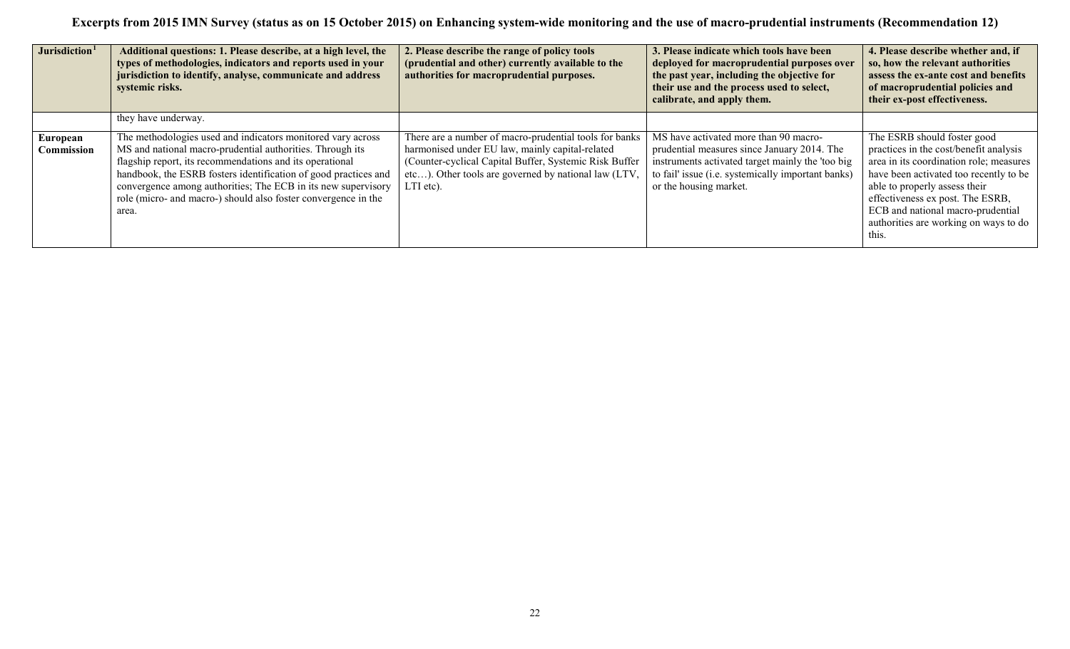# Excerpts from 2015 IMN Survey (status as on 15 October 2015) on Enhancing system-wide monitoring and the use of macro-prudential instruments (Recommendation 12)

| Jurisdiction[1] | Additional questions: 1. Please describe, at a high level, the types of methodologies, indicators and reports used in your jurisdiction to identify, analyse, communicate and address systemic risks. | 2. Please describe the range of policy tools (prudential and other) currently available to the authorities for macroprudential purposes. | 3. Please indicate which tools have been deployed for macroprudential purposes over the past year, including the objective for their use and the process used to select, calibrate, and apply them. | 4. Please describe whether and, if so, how the relevant authorities assess the ex-ante cost and benefits of macroprudential policies and their ex-post effectiveness. |
|---|---|---|---|---|
| | they have underway. | | | |
| **European Commission** | The methodologies used and indicators monitored vary across MS and national macro-prudential authorities. Through its flagship report, its recommendations and its operational handbook, the ESRB fosters identification of good practices and convergence among authorities; The ECB in its new supervisory role (micro- and macro-) should also foster convergence in the area. | There are a number of macro-prudential tools for banks harmonised under EU law, mainly capital-related (Counter-cyclical Capital Buffer, Systemic Risk Buffer etc…). Other tools are governed by national law (LTV, LTI etc). | MS have activated more than 90 macro-prudential measures since January 2014. The instruments activated target mainly the 'too big to fail' issue (i.e. systemically important banks) or the housing market. | The ESRB should foster good practices in the cost/benefit analysis area in its coordination role; measures have been activated too recently to be able to properly assess their effectiveness ex post. The ESRB, ECB and national macro-prudential authorities are working on ways to do this. |